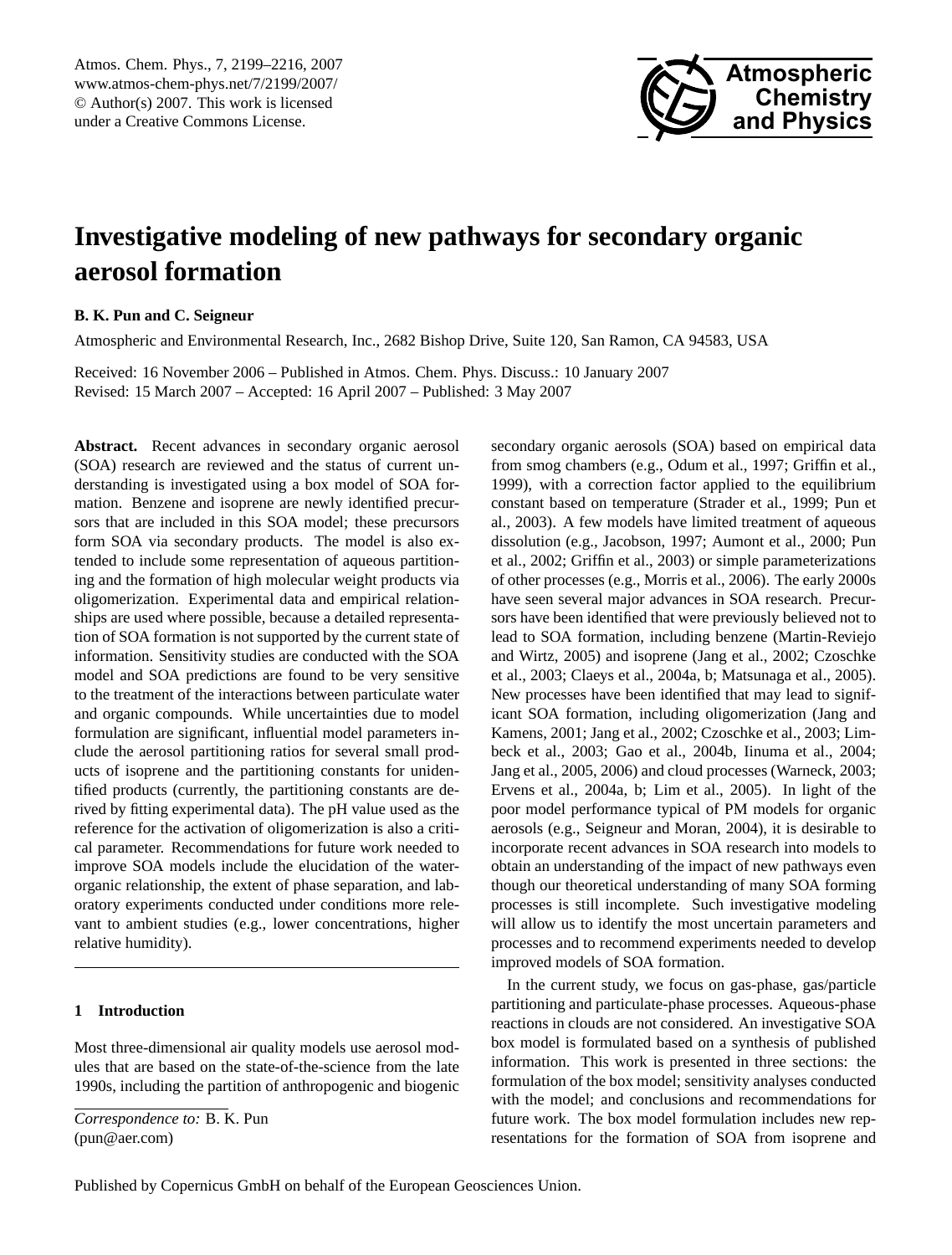# Investigative modeling of new pathways for secondary organic aerosol formation

**B. K. Pun and C. Seigneur**

Atmospheric and Environmental Research, Inc., 2682 Bishop Drive, Suite 120, San Ramon, CA 94583, USA

Received: 16 November 2006 – Published in Atmos. Chem. Phys. Discuss.: 10 January 2007
Revised: 15 March 2007 – Accepted: 16 April 2007 – Published: 3 May 2007

**Abstract.** Recent advances in secondary organic aerosol (SOA) research are reviewed and the status of current understanding is investigated using a box model of SOA formation. Benzene and isoprene are newly identified precursors that are included in this SOA model; these precursors form SOA via secondary products. The model is also extended to include some representation of aqueous partitioning and the formation of high molecular weight products via oligomerization. Experimental data and empirical relationships are used where possible, because a detailed representation of SOA formation is not supported by the current state of information. Sensitivity studies are conducted with the SOA model and SOA predictions are found to be very sensitive to the treatment of the interactions between particulate water and organic compounds. While uncertainties due to model formulation are significant, influential model parameters include the aerosol partitioning ratios for several small products of isoprene and the partitioning constants for unidentified products (currently, the partitioning constants are derived by fitting experimental data). The pH value used as the reference for the activation of oligomerization is also a critical parameter. Recommendations for future work needed to improve SOA models include the elucidation of the water-organic relationship, the extent of phase separation, and laboratory experiments conducted under conditions more relevant to ambient studies (e.g., lower concentrations, higher relative humidity).

## 1 Introduction

Most three-dimensional air quality models use aerosol modules that are based on the state-of-the-science from the late 1990s, including the partition of anthropogenic and biogenic secondary organic aerosols (SOA) based on empirical data from smog chambers (e.g., Odum et al., 1997; Griffin et al., 1999), with a correction factor applied to the equilibrium constant based on temperature (Strader et al., 1999; Pun et al., 2003). A few models have limited treatment of aqueous dissolution (e.g., Jacobson, 1997; Aumont et al., 2000; Pun et al., 2002; Griffin et al., 2003) or simple parameterizations of other processes (e.g., Morris et al., 2006). The early 2000s have seen several major advances in SOA research. Precursors have been identified that were previously believed not to lead to SOA formation, including benzene (Martin-Reviejo and Wirtz, 2005) and isoprene (Jang et al., 2002; Czoschke et al., 2003; Claeys et al., 2004a, b; Matsunaga et al., 2005). New processes have been identified that may lead to significant SOA formation, including oligomerization (Jang and Kamens, 2001; Jang et al., 2002; Czoschke et al., 2003; Limbeck et al., 2003; Gao et al., 2004b, Iinuma et al., 2004; Jang et al., 2005, 2006) and cloud processes (Warneck, 2003; Ervens et al., 2004a, b; Lim et al., 2005). In light of the poor model performance typical of PM models for organic aerosols (e.g., Seigneur and Moran, 2004), it is desirable to incorporate recent advances in SOA research into models to obtain an understanding of the impact of new pathways even though our theoretical understanding of many SOA forming processes is still incomplete. Such investigative modeling will allow us to identify the most uncertain parameters and processes and to recommend experiments needed to develop improved models of SOA formation.

In the current study, we focus on gas-phase, gas/particle partitioning and particulate-phase processes. Aqueous-phase reactions in clouds are not considered. An investigative SOA box model is formulated based on a synthesis of published information. This work is presented in three sections: the formulation of the box model; sensitivity analyses conducted with the model; and conclusions and recommendations for future work. The box model formulation includes new representations for the formation of SOA from isoprene and

*Correspondence to:* B. K. Pun
(pun@aer.com)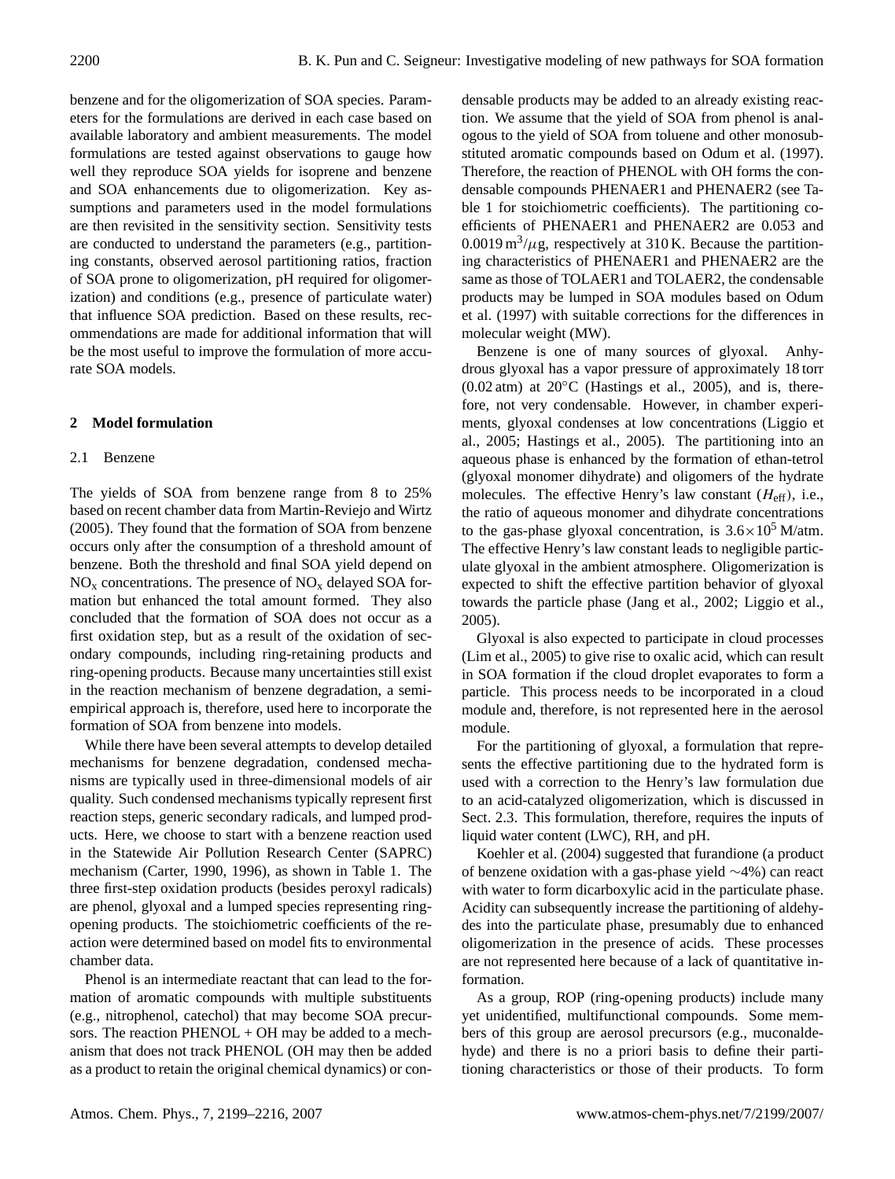benzene and for the oligomerization of SOA species. Parameters for the formulations are derived in each case based on available laboratory and ambient measurements. The model formulations are tested against observations to gauge how well they reproduce SOA yields for isoprene and benzene and SOA enhancements due to oligomerization. Key assumptions and parameters used in the model formulations are then revisited in the sensitivity section. Sensitivity tests are conducted to understand the parameters (e.g., partitioning constants, observed aerosol partitioning ratios, fraction of SOA prone to oligomerization, pH required for oligomerization) and conditions (e.g., presence of particulate water) that influence SOA prediction. Based on these results, recommendations are made for additional information that will be the most useful to improve the formulation of more accurate SOA models.

## 2 Model formulation

### 2.1 Benzene

The yields of SOA from benzene range from 8 to 25% based on recent chamber data from Martin-Reviejo and Wirtz (2005). They found that the formation of SOA from benzene occurs only after the consumption of a threshold amount of benzene. Both the threshold and final SOA yield depend on $NO_x$ concentrations. The presence of $NO_x$ delayed SOA formation but enhanced the total amount formed. They also concluded that the formation of SOA does not occur as a first oxidation step, but as a result of the oxidation of secondary compounds, including ring-retaining products and ring-opening products. Because many uncertainties still exist in the reaction mechanism of benzene degradation, a semi-empirical approach is, therefore, used here to incorporate the formation of SOA from benzene into models.

While there have been several attempts to develop detailed mechanisms for benzene degradation, condensed mechanisms are typically used in three-dimensional models of air quality. Such condensed mechanisms typically represent first reaction steps, generic secondary radicals, and lumped products. Here, we choose to start with a benzene reaction used in the Statewide Air Pollution Research Center (SAPRC) mechanism (Carter, 1990, 1996), as shown in Table 1. The three first-step oxidation products (besides peroxyl radicals) are phenol, glyoxal and a lumped species representing ring-opening products. The stoichiometric coefficients of the reaction were determined based on model fits to environmental chamber data.

Phenol is an intermediate reactant that can lead to the formation of aromatic compounds with multiple substituents (e.g., nitrophenol, catechol) that may become SOA precursors. The reaction PHENOL + OH may be added to a mechanism that does not track PHENOL (OH may then be added as a product to retain the original chemical dynamics) or condensable products may be added to an already existing reaction. We assume that the yield of SOA from phenol is analogous to the yield of SOA from toluene and other monosubstituted aromatic compounds based on Odum et al. (1997). Therefore, the reaction of PHENOL with OH forms the condensable compounds PHENAER1 and PHENAER2 (see Table 1 for stoichiometric coefficients). The partitioning coefficients of PHENAER1 and PHENAER2 are 0.053 and $0.0019\,m^3/\mu g$, respectively at 310 K. Because the partitioning characteristics of PHENAER1 and PHENAER2 are the same as those of TOLAER1 and TOLAER2, the condensable products may be lumped in SOA modules based on Odum et al. (1997) with suitable corrections for the differences in molecular weight (MW).

Benzene is one of many sources of glyoxal. Anhydrous glyoxal has a vapor pressure of approximately 18 torr (0.02 atm) at 20°C (Hastings et al., 2005), and is, therefore, not very condensable. However, in chamber experiments, glyoxal condenses at low concentrations (Liggio et al., 2005; Hastings et al., 2005). The partitioning into an aqueous phase is enhanced by the formation of ethan-tetrol (glyoxal monomer dihydrate) and oligomers of the hydrate molecules. The effective Henry's law constant ($H_{eff}$), i.e., the ratio of aqueous monomer and dihydrate concentrations to the gas-phase glyoxal concentration, is $3.6\times10^5$ M/atm. The effective Henry's law constant leads to negligible particulate glyoxal in the ambient atmosphere. Oligomerization is expected to shift the effective partition behavior of glyoxal towards the particle phase (Jang et al., 2002; Liggio et al., 2005).

Glyoxal is also expected to participate in cloud processes (Lim et al., 2005) to give rise to oxalic acid, which can result in SOA formation if the cloud droplet evaporates to form a particle. This process needs to be incorporated in a cloud module and, therefore, is not represented here in the aerosol module.

For the partitioning of glyoxal, a formulation that represents the effective partitioning due to the hydrated form is used with a correction to the Henry's law formulation due to an acid-catalyzed oligomerization, which is discussed in Sect. 2.3. This formulation, therefore, requires the inputs of liquid water content (LWC), RH, and pH.

Koehler et al. (2004) suggested that furandione (a product of benzene oxidation with a gas-phase yield ~4%) can react with water to form dicarboxylic acid in the particulate phase. Acidity can subsequently increase the partitioning of aldehydes into the particulate phase, presumably due to enhanced oligomerization in the presence of acids. These processes are not represented here because of a lack of quantitative information.

As a group, ROP (ring-opening products) include many yet unidentified, multifunctional compounds. Some members of this group are aerosol precursors (e.g., muconaldehyde) and there is no a priori basis to define their partitioning characteristics or those of their products. To form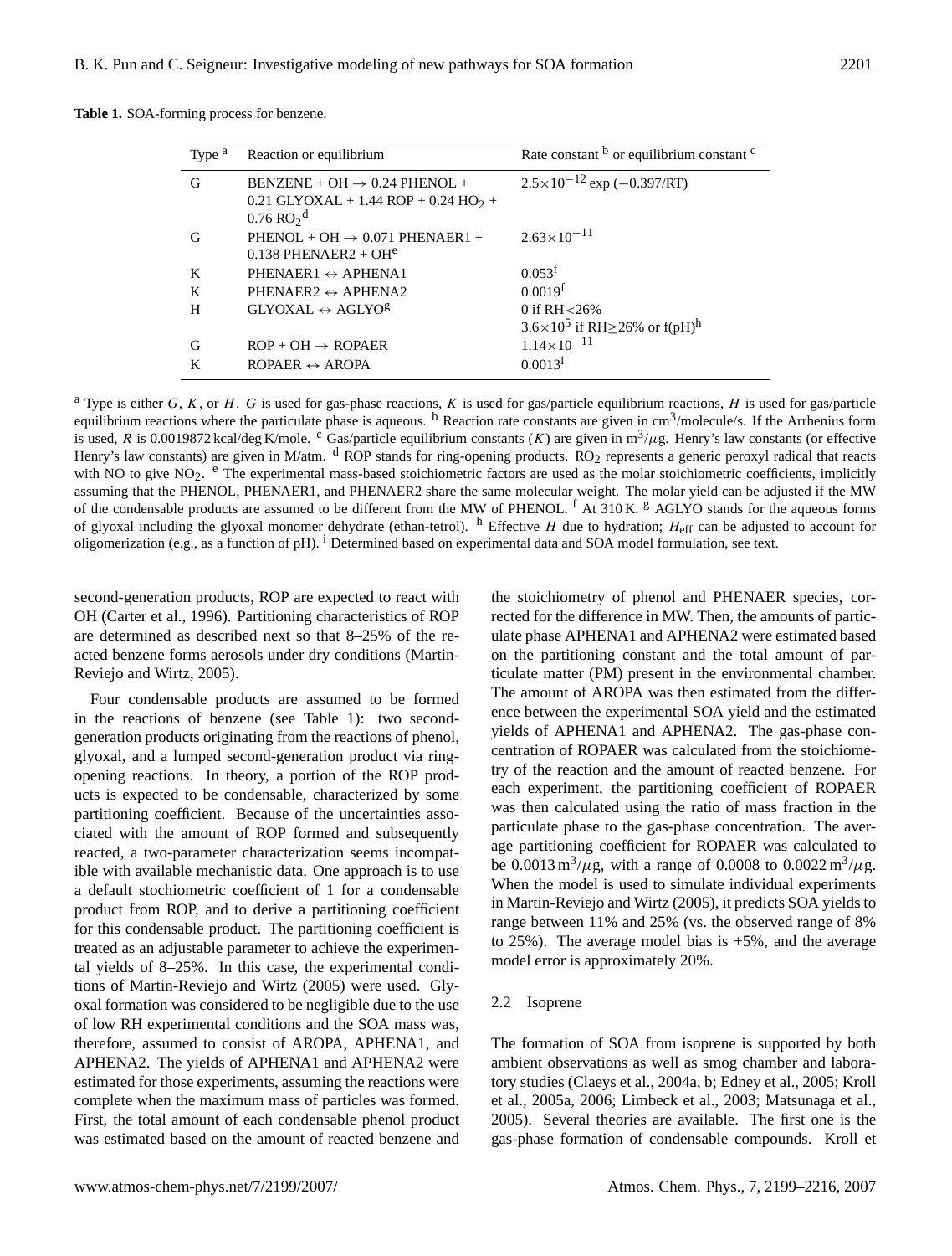**Table 1.** SOA-forming process for benzene.

| Type [a] | Reaction or equilibrium | Rate constant [b] or equilibrium constant [c] |
|---|---|---|
| G | BENZENE + OH → 0.24 PHENOL + 0.21 GLYOXAL + 1.44 ROP + 0.24 $HO_2$ + 0.76 $RO_2$ [d] | $2.5\times10^{-12}$ exp (−0.397/RT) |
| G | PHENOL + OH → 0.071 PHENAER1 + 0.138 PHENAER2 + OH[e] | $2.63\times10^{-11}$ |
| K | PHENAER1 ↔ APHENA1 | 0.053[f] |
| K | PHENAER2 ↔ APHENA2 | 0.0019[f] |
| H | GLYOXAL ↔ AGLYO[g] | 0 if RH<26% <br> $3.6\times10^{5}$ if RH≥26% or f(pH)[h] |
| G | ROP + OH → ROPAER | $1.14\times10^{-11}$ |
| K | ROPAER ↔ AROPA | 0.0013[i] |

[a] Type is either $G$, $K$, or $H$. $G$ is used for gas-phase reactions, $K$ is used for gas/particle equilibrium reactions, $H$ is used for gas/particle equilibrium reactions where the particulate phase is aqueous. [b] Reaction rate constants are given in $cm^3$/molecule/s. If the Arrhenius form is used, $R$ is 0.0019872 kcal/deg K/mole. [c] Gas/particle equilibrium constants ($K$) are given in $m^3/\mu g$. Henry's law constants (or effective Henry's law constants) are given in M/atm. [d] ROP stands for ring-opening products. $RO_2$ represents a generic peroxyl radical that reacts with NO to give $NO_2$. [e] The experimental mass-based stoichiometric factors are used as the molar stoichiometric coefficients, implicitly assuming that the PHENOL, PHENAER1, and PHENAER2 share the same molecular weight. The molar yield can be adjusted if the MW of the condensable products are assumed to be different from the MW of PHENOL. [f] At 310 K. [g] AGLYO stands for the aqueous forms of glyoxal including the glyoxal monomer dehydrate (ethan-tetrol). [h] Effective $H$ due to hydration; $H_{\text{eff}}$ can be adjusted to account for oligomerization (e.g., as a function of pH). [i] Determined based on experimental data and SOA model formulation, see text.

second-generation products, ROP are expected to react with OH (Carter et al., 1996). Partitioning characteristics of ROP are determined as described next so that 8–25% of the reacted benzene forms aerosols under dry conditions (Martin-Reviejo and Wirtz, 2005).

Four condensable products are assumed to be formed in the reactions of benzene (see Table 1): two second-generation products originating from the reactions of phenol, glyoxal, and a lumped second-generation product via ring-opening reactions. In theory, a portion of the ROP products is expected to be condensable, characterized by some partitioning coefficient. Because of the uncertainties associated with the amount of ROP formed and subsequently reacted, a two-parameter characterization seems incompatible with available mechanistic data. One approach is to use a default stoichiometric coefficient of 1 for a condensable product from ROP, and to derive a partitioning coefficient for this condensable product. The partitioning coefficient is treated as an adjustable parameter to achieve the experimental yields of 8–25%. In this case, the experimental conditions of Martin-Reviejo and Wirtz (2005) were used. Glyoxal formation was considered to be negligible due to the use of low RH experimental conditions and the SOA mass was, therefore, assumed to consist of AROPA, APHENA1, and APHENA2. The yields of APHENA1 and APHENA2 were estimated for those experiments, assuming the reactions were complete when the maximum mass of particles was formed. First, the total amount of each condensable phenol product was estimated based on the amount of reacted benzene and the stoichiometry of phenol and PHENAER species, corrected for the difference in MW. Then, the amounts of particulate phase APHENA1 and APHENA2 were estimated based on the partitioning constant and the total amount of particulate matter (PM) present in the environmental chamber. The amount of AROPA was then estimated from the difference between the experimental SOA yield and the estimated yields of APHENA1 and APHENA2. The gas-phase concentration of ROPAER was calculated from the stoichiometry of the reaction and the amount of reacted benzene. For each experiment, the partitioning coefficient of ROPAER was then calculated using the ratio of mass fraction in the particulate phase to the gas-phase concentration. The average partitioning coefficient for ROPAER was calculated to be 0.0013 $m^3/\mu g$, with a range of 0.0008 to 0.0022 $m^3/\mu g$. When the model is used to simulate individual experiments in Martin-Reviejo and Wirtz (2005), it predicts SOA yields to range between 11% and 25% (vs. the observed range of 8% to 25%). The average model bias is +5%, and the average model error is approximately 20%.

### 2.2 Isoprene

The formation of SOA from isoprene is supported by both ambient observations as well as smog chamber and laboratory studies (Claeys et al., 2004a, b; Edney et al., 2005; Kroll et al., 2005a, 2006; Limbeck et al., 2003; Matsunaga et al., 2005). Several theories are available. The first one is the gas-phase formation of condensable compounds. Kroll et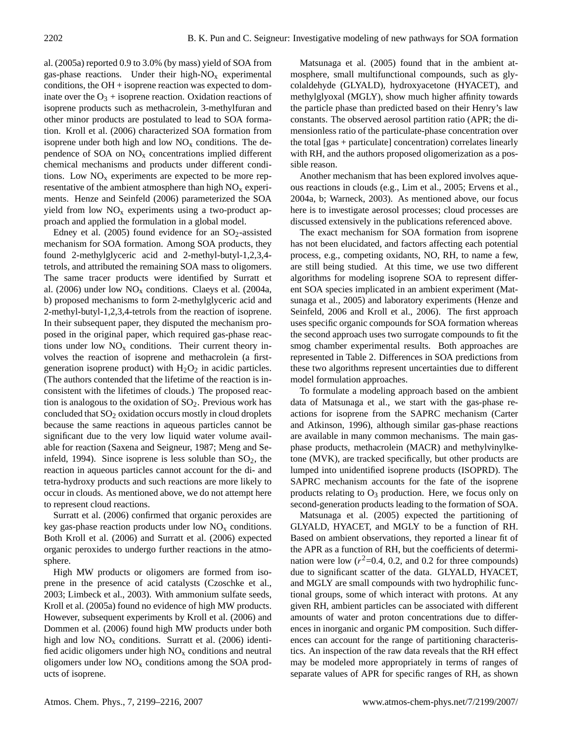al. (2005a) reported 0.9 to 3.0% (by mass) yield of SOA from gas-phase reactions. Under their high-$NO_x$ experimental conditions, the OH + isoprene reaction was expected to dominate over the $O_3$ + isoprene reaction. Oxidation reactions of isoprene products such as methacrolein, 3-methylfuran and other minor products are postulated to lead to SOA formation. Kroll et al. (2006) characterized SOA formation from isoprene under both high and low $NO_x$ conditions. The dependence of SOA on $NO_x$ concentrations implied different chemical mechanisms and products under different conditions. Low $NO_x$ experiments are expected to be more representative of the ambient atmosphere than high $NO_x$ experiments. Henze and Seinfeld (2006) parameterized the SOA yield from low $NO_x$ experiments using a two-product approach and applied the formulation in a global model.

Edney et al. (2005) found evidence for an $SO_2$-assisted mechanism for SOA formation. Among SOA products, they found 2-methylglyceric acid and 2-methyl-butyl-1,2,3,4-tetrols, and attributed the remaining SOA mass to oligomers. The same tracer products were identified by Surratt et al. (2006) under low $NO_x$ conditions. Claeys et al. (2004a, b) proposed mechanisms to form 2-methylglyceric acid and 2-methyl-butyl-1,2,3,4-tetrols from the reaction of isoprene. In their subsequent paper, they disputed the mechanism proposed in the original paper, which required gas-phase reactions under low $NO_x$ conditions. Their current theory involves the reaction of isoprene and methacrolein (a first-generation isoprene product) with $H_2O_2$ in acidic particles. (The authors contended that the lifetime of the reaction is inconsistent with the lifetimes of clouds.) The proposed reaction is analogous to the oxidation of $SO_2$. Previous work has concluded that $SO_2$ oxidation occurs mostly in cloud droplets because the same reactions in aqueous particles cannot be significant due to the very low liquid water volume available for reaction (Saxena and Seigneur, 1987; Meng and Seinfeld, 1994). Since isoprene is less soluble than $SO_2$, the reaction in aqueous particles cannot account for the di- and tetra-hydroxy products and such reactions are more likely to occur in clouds. As mentioned above, we do not attempt here to represent cloud reactions.

Surratt et al. (2006) confirmed that organic peroxides are key gas-phase reaction products under low $NO_x$ conditions. Both Kroll et al. (2006) and Surratt et al. (2006) expected organic peroxides to undergo further reactions in the atmosphere.

High MW products or oligomers are formed from isoprene in the presence of acid catalysts (Czoschke et al., 2003; Limbeck et al., 2003). With ammonium sulfate seeds, Kroll et al. (2005a) found no evidence of high MW products. However, subsequent experiments by Kroll et al. (2006) and Dommen et al. (2006) found high MW products under both high and low $NO_x$ conditions. Surratt et al. (2006) identified acidic oligomers under high $NO_x$ conditions and neutral oligomers under low $NO_x$ conditions among the SOA products of isoprene.

Matsunaga et al. (2005) found that in the ambient atmosphere, small multifunctional compounds, such as glycolaldehyde (GLYALD), hydroxyacetone (HYACET), and methylglyoxal (MGLY), show much higher affinity towards the particle phase than predicted based on their Henry's law constants. The observed aerosol partition ratio (APR; the dimensionless ratio of the particulate-phase concentration over the total [gas + particulate] concentration) correlates linearly with RH, and the authors proposed oligomerization as a possible reason.

Another mechanism that has been explored involves aqueous reactions in clouds (e.g., Lim et al., 2005; Ervens et al., 2004a, b; Warneck, 2003). As mentioned above, our focus here is to investigate aerosol processes; cloud processes are discussed extensively in the publications referenced above.

The exact mechanism for SOA formation from isoprene has not been elucidated, and factors affecting each potential process, e.g., competing oxidants, NO, RH, to name a few, are still being studied. At this time, we use two different algorithms for modeling isoprene SOA to represent different SOA species implicated in an ambient experiment (Matsunaga et al., 2005) and laboratory experiments (Henze and Seinfeld, 2006 and Kroll et al., 2006). The first approach uses specific organic compounds for SOA formation whereas the second approach uses two surrogate compounds to fit the smog chamber experimental results. Both approaches are represented in Table 2. Differences in SOA predictions from these two algorithms represent uncertainties due to different model formulation approaches.

To formulate a modeling approach based on the ambient data of Matsunaga et al., we start with the gas-phase reactions for isoprene from the SAPRC mechanism (Carter and Atkinson, 1996), although similar gas-phase reactions are available in many common mechanisms. The main gas-phase products, methacrolein (MACR) and methylvinylketone (MVK), are tracked specifically, but other products are lumped into unidentified isoprene products (ISOPRD). The SAPRC mechanism accounts for the fate of the isoprene products relating to $O_3$ production. Here, we focus only on second-generation products leading to the formation of SOA.

Matsunaga et al. (2005) expected the partitioning of GLYALD, HYACET, and MGLY to be a function of RH. Based on ambient observations, they reported a linear fit of the APR as a function of RH, but the coefficients of determination were low ($r^2$=0.4, 0.2, and 0.2 for three compounds) due to significant scatter of the data. GLYALD, HYACET, and MGLY are small compounds with two hydrophilic functional groups, some of which interact with protons. At any given RH, ambient particles can be associated with different amounts of water and proton concentrations due to differences in inorganic and organic PM composition. Such differences can account for the range of partitioning characteristics. An inspection of the raw data reveals that the RH effect may be modeled more appropriately in terms of ranges of separate values of APR for specific ranges of RH, as shown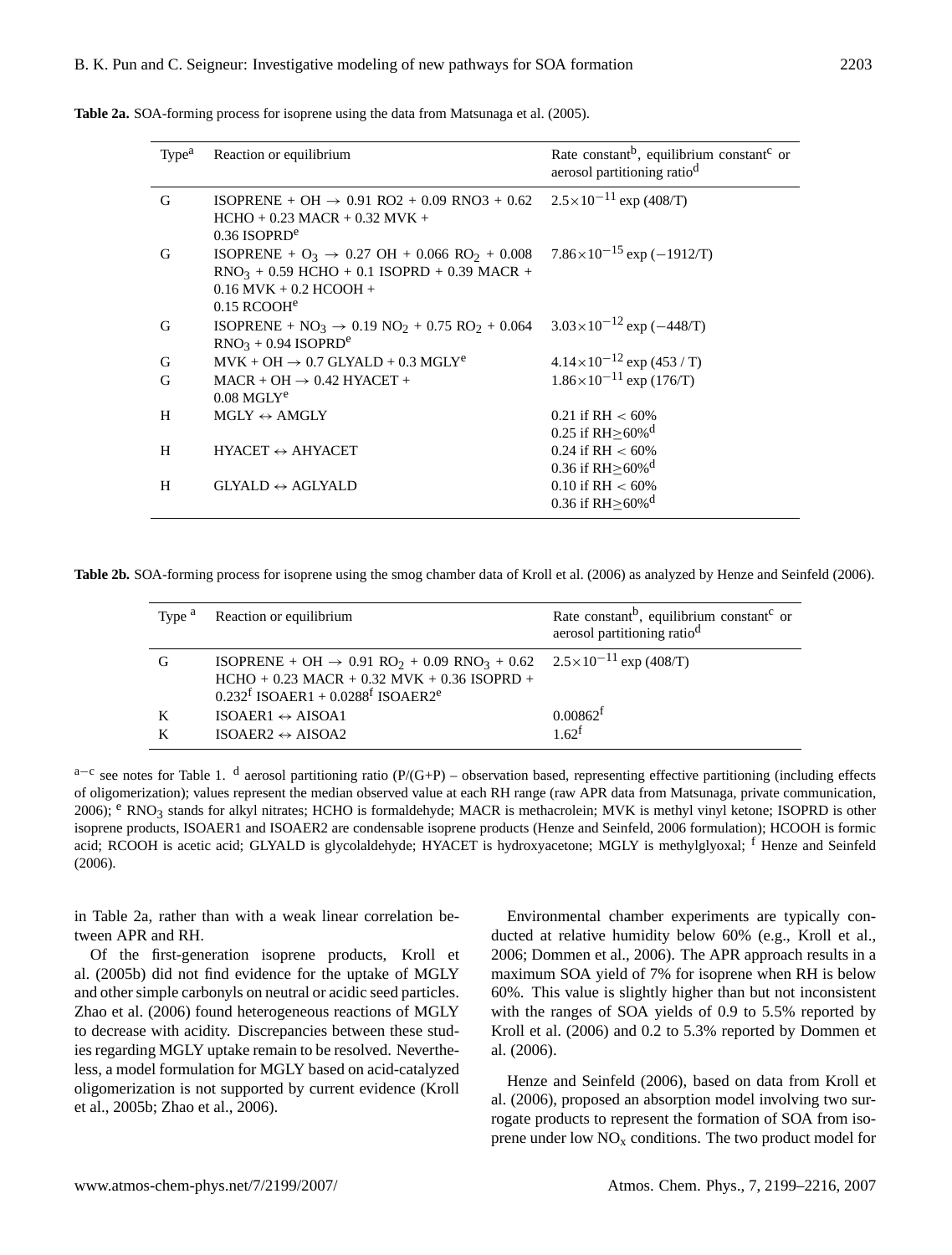**Table 2a.** SOA-forming process for isoprene using the data from Matsunaga et al. (2005).

| Type[a] | Reaction or equilibrium | Rate constant[b], equilibrium constant[c] or aerosol partitioning ratio[d] |
|---|---|---|
| G | ISOPRENE + OH → 0.91 RO2 + 0.09 RNO3 + 0.62 HCHO + 0.23 MACR + 0.32 MVK + 0.36 ISOPRD[e] | $2.5\times10^{-11}$ exp (408/T) |
| G | ISOPRENE + $O_3$ → 0.27 OH + 0.066 $RO_2$ + 0.008 $RNO_3$ + 0.59 HCHO + 0.1 ISOPRD + 0.39 MACR + 0.16 MVK + 0.2 HCOOH + 0.15 RCOOH[e] | $7.86\times10^{-15}$ exp (−1912/T) |
| G | ISOPRENE + $NO_3$ → 0.19 $NO_2$ + 0.75 $RO_2$ + 0.064 $RNO_3$ + 0.94 ISOPRD[e] | $3.03\times10^{-12}$ exp (−448/T) |
| G | MVK + OH → 0.7 GLYALD + 0.3 MGLY[e] | $4.14\times10^{-12}$ exp (453 / T) |
| G | MACR + OH → 0.42 HYACET + 0.08 MGLY[e] | $1.86\times10^{-11}$ exp (176/T) |
| H | MGLY ↔ AMGLY | 0.21 if RH < 60%<br>0.25 if RH≥60%[d] |
| H | HYACET ↔ AHYACET | 0.24 if RH < 60%<br>0.36 if RH≥60%[d] |
| H | GLYALD ↔ AGLYALD | 0.10 if RH < 60%<br>0.36 if RH≥60%[d] |

**Table 2b.** SOA-forming process for isoprene using the smog chamber data of Kroll et al. (2006) as analyzed by Henze and Seinfeld (2006).

| Type [a] | Reaction or equilibrium | Rate constant[b], equilibrium constant[c] or aerosol partitioning ratio[d] |
|---|---|---|
| G | ISOPRENE + OH → 0.91 $RO_2$ + 0.09 $RNO_3$ + 0.62 HCHO + 0.23 MACR + 0.32 MVK + 0.36 ISOPRD + 0.232[f] ISOAER1 + 0.0288[f] ISOAER2[e] | $2.5\times10^{-11}$ exp (408/T) |
| K | ISOAER1 ↔ AISOA1 | 0.00862[f] |
| K | ISOAER2 ↔ AISOA2 | 1.62[f] |

[a−c] see notes for Table 1. [d] aerosol partitioning ratio (P/(G+P) – observation based, representing effective partitioning (including effects of oligomerization); values represent the median observed value at each RH range (raw APR data from Matsunaga, private communication, 2006); [e] $RNO_3$ stands for alkyl nitrates; HCHO is formaldehyde; MACR is methacrolein; MVK is methyl vinyl ketone; ISOPRD is other isoprene products, ISOAER1 and ISOAER2 are condensable isoprene products (Henze and Seinfeld, 2006 formulation); HCOOH is formic acid; RCOOH is acetic acid; GLYALD is glycolaldehyde; HYACET is hydroxyacetone; MGLY is methylglyoxal; [f] Henze and Seinfeld (2006).

in Table 2a, rather than with a weak linear correlation between APR and RH.

Of the first-generation isoprene products, Kroll et al. (2005b) did not find evidence for the uptake of MGLY and other simple carbonyls on neutral or acidic seed particles. Zhao et al. (2006) found heterogeneous reactions of MGLY to decrease with acidity. Discrepancies between these studies regarding MGLY uptake remain to be resolved. Nevertheless, a model formulation for MGLY based on acid-catalyzed oligomerization is not supported by current evidence (Kroll et al., 2005b; Zhao et al., 2006).

Environmental chamber experiments are typically conducted at relative humidity below 60% (e.g., Kroll et al., 2006; Dommen et al., 2006). The APR approach results in a maximum SOA yield of 7% for isoprene when RH is below 60%. This value is slightly higher than but not inconsistent with the ranges of SOA yields of 0.9 to 5.5% reported by Kroll et al. (2006) and 0.2 to 5.3% reported by Dommen et al. (2006).

Henze and Seinfeld (2006), based on data from Kroll et al. (2006), proposed an absorption model involving two surrogate products to represent the formation of SOA from isoprene under low $NO_x$ conditions. The two product model for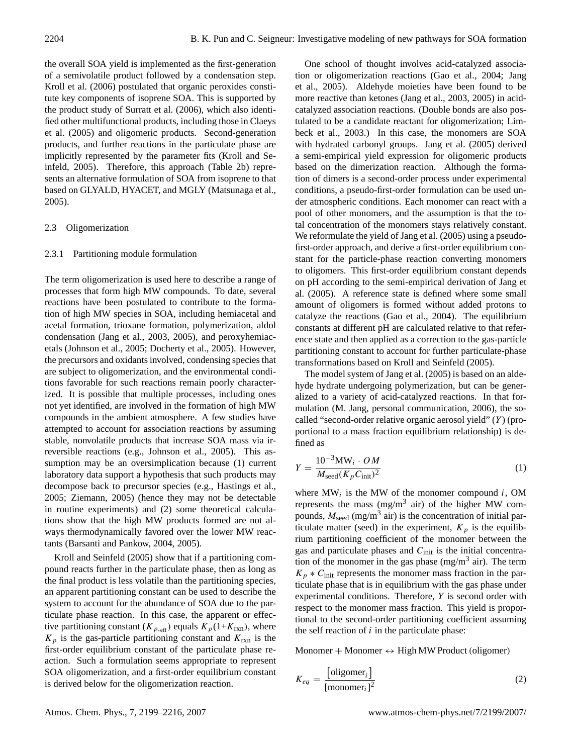the overall SOA yield is implemented as the first-generation of a semivolatile product followed by a condensation step. Kroll et al. (2006) postulated that organic peroxides constitute key components of isoprene SOA. This is supported by the product study of Surratt et al. (2006), which also identified other multifunctional products, including those in Claeys et al. (2005) and oligomeric products. Second-generation products, and further reactions in the particulate phase are implicitly represented by the parameter fits (Kroll and Seinfeld, 2005). Therefore, this approach (Table 2b) represents an alternative formulation of SOA from isoprene to that based on GLYALD, HYACET, and MGLY (Matsunaga et al., 2005).

### 2.3 Oligomerization

#### 2.3.1 Partitioning module formulation

The term oligomerization is used here to describe a range of processes that form high MW compounds. To date, several reactions have been postulated to contribute to the formation of high MW species in SOA, including hemiacetal and acetal formation, trioxane formation, polymerization, aldol condensation (Jang et al., 2003, 2005), and peroxyhemiacetals (Johnson et al., 2005; Docherty et al., 2005). However, the precursors and oxidants involved, condensing species that are subject to oligomerization, and the environmental conditions favorable for such reactions remain poorly characterized. It is possible that multiple processes, including ones not yet identified, are involved in the formation of high MW compounds in the ambient atmosphere. A few studies have attempted to account for association reactions by assuming stable, nonvolatile products that increase SOA mass via irreversible reactions (e.g., Johnson et al., 2005). This assumption may be an oversimplication because (1) current laboratory data support a hypothesis that such products may decompose back to precursor species (e.g., Hastings et al., 2005; Ziemann, 2005) (hence they may not be detectable in routine experiments) and (2) some theoretical calculations show that the high MW products formed are not always thermodynamically favored over the lower MW reactants (Barsanti and Pankow, 2004, 2005).

Kroll and Seinfeld (2005) show that if a partitioning compound reacts further in the particulate phase, then as long as the final product is less volatile than the partitioning species, an apparent partitioning constant can be used to describe the system to account for the abundance of SOA due to the particulate phase reaction. In this case, the apparent or effective partitioning constant ($K_{p,\text{eff}}$) equals $K_p(1+K_{\text{rxn}})$, where $K_p$ is the gas-particle partitioning constant and $K_{\text{rxn}}$ is the first-order equilibrium constant of the particulate phase reaction. Such a formulation seems appropriate to represent SOA oligomerization, and a first-order equilibrium constant is derived below for the oligomerization reaction.

One school of thought involves acid-catalyzed association or oligomerization reactions (Gao et al., 2004; Jang et al., 2005). Aldehyde moieties have been found to be more reactive than ketones (Jang et al., 2003, 2005) in acid-catalyzed association reactions. (Double bonds are also postulated to be a candidate reactant for oligomerization; Limbeck et al., 2003.) In this case, the monomers are SOA with hydrated carbonyl groups. Jang et al. (2005) derived a semi-empirical yield expression for oligomeric products based on the dimerization reaction. Although the formation of dimers is a second-order process under experimental conditions, a pseudo-first-order formulation can be used under atmospheric conditions. Each monomer can react with a pool of other monomers, and the assumption is that the total concentration of the monomers stays relatively constant. We reformulate the yield of Jang et al. (2005) using a pseudo-first-order approach, and derive a first-order equilibrium constant for the particle-phase reaction converting monomers to oligomers. This first-order equilibrium constant depends on pH according to the semi-empirical derivation of Jang et al. (2005). A reference state is defined where some small amount of oligomers is formed without added protons to catalyze the reactions (Gao et al., 2004). The equilibrium constants at different pH are calculated relative to that reference state and then applied as a correction to the gas-particle partitioning constant to account for further particulate-phase transformations based on Kroll and Seinfeld (2005).

The model system of Jang et al. (2005) is based on an aldehyde hydrate undergoing polymerization, but can be generalized to a variety of acid-catalyzed reactions. In that formulation (M. Jang, personal communication, 2006), the so-called "second-order relative organic aerosol yield" ($Y$) (proportional to a mass fraction equilibrium relationship) is defined as

$$Y = \frac{10^{-3}\text{MW}_i \cdot OM}{M_{\text{seed}}(K_p C_{\text{init}})^2} \tag{1}$$

where $\text{MW}_i$ is the MW of the monomer compound $i$, OM represents the mass (mg/m$^3$ air) of the higher MW compounds, $M_{\text{seed}}$ (mg/m$^3$ air) is the concentration of initial particulate matter (seed) in the experiment, $K_p$ is the equilibrium partitioning coefficient of the monomer between the gas and particulate phases and $C_{\text{init}}$ is the initial concentration of the monomer in the gas phase (mg/m$^3$ air). The term $K_p * C_{\text{init}}$ represents the monomer mass fraction in the particulate phase that is in equilibrium with the gas phase under experimental conditions. Therefore, $Y$ is second order with respect to the monomer mass fraction. This yield is proportional to the second-order partitioning coefficient assuming the self reaction of $i$ in the particulate phase:

Monomer + Monomer ↔ High MW Product (oligomer)

$$K_{eq} = \frac{[\text{oligomer}_i]}{[\text{monomer}_i]^2} \tag{2}$$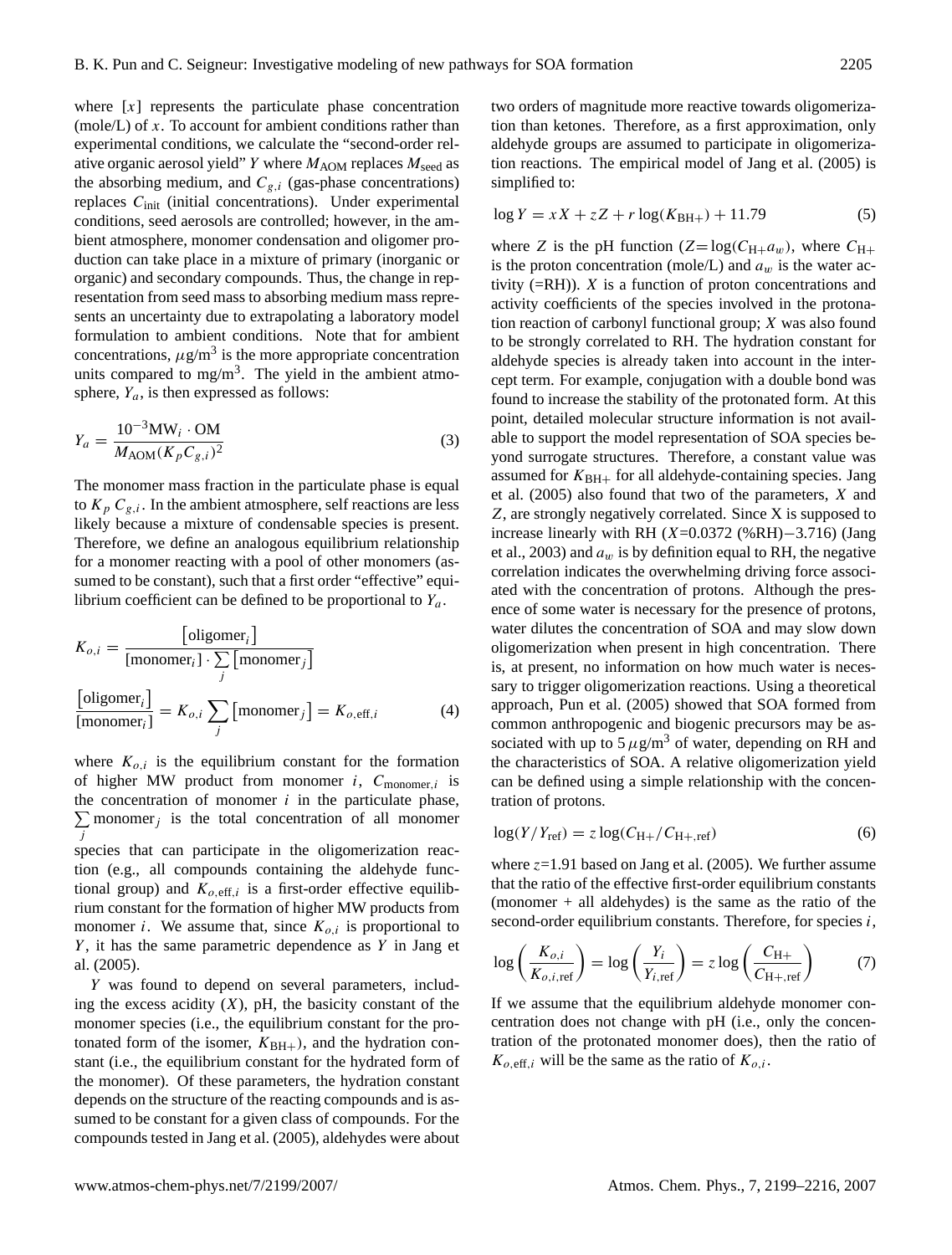where $[x]$ represents the particulate phase concentration (mole/L) of $x$. To account for ambient conditions rather than experimental conditions, we calculate the "second-order relative organic aerosol yield" $Y$ where $M_{\mathrm{AOM}}$ replaces $M_{\mathrm{seed}}$ as the absorbing medium, and $C_{g,i}$ (gas-phase concentrations) replaces $C_{\mathrm{init}}$ (initial concentrations). Under experimental conditions, seed aerosols are controlled; however, in the ambient atmosphere, monomer condensation and oligomer production can take place in a mixture of primary (inorganic or organic) and secondary compounds. Thus, the change in representation from seed mass to absorbing medium mass represents an uncertainty due to extrapolating a laboratory model formulation to ambient conditions. Note that for ambient concentrations, $\mu$g/m$^3$ is the more appropriate concentration units compared to mg/m$^3$. The yield in the ambient atmosphere, $Y_a$, is then expressed as follows:

$$Y_a = \frac{10^{-3}\mathrm{MW}_i \cdot \mathrm{OM}}{M_{\mathrm{AOM}}(K_p C_{g,i})^2} \tag{3}$$

The monomer mass fraction in the particulate phase is equal to $K_p\, C_{g,i}$. In the ambient atmosphere, self reactions are less likely because a mixture of condensable species is present. Therefore, we define an analogous equilibrium relationship for a monomer reacting with a pool of other monomers (assumed to be constant), such that a first order "effective" equilibrium coefficient can be defined to be proportional to $Y_a$.

$$K_{o,i} = \frac{[\mathrm{oligomer}_i]}{[\mathrm{monomer}_i] \cdot \sum_j [\mathrm{monomer}_j]}$$

$$\frac{[\mathrm{oligomer}_i]}{[\mathrm{monomer}_i]} = K_{o,i} \sum_j [\mathrm{monomer}_j] = K_{o,\mathrm{eff},i} \tag{4}$$

where $K_{o,i}$ is the equilibrium constant for the formation of higher MW product from monomer $i$, $C_{\mathrm{monomer},i}$ is the concentration of monomer $i$ in the particulate phase, $\sum_j \mathrm{monomer}_j$ is the total concentration of all monomer species that can participate in the oligomerization reaction (e.g., all compounds containing the aldehyde functional group) and $K_{o,\mathrm{eff},i}$ is a first-order effective equilibrium constant for the formation of higher MW products from monomer $i$. We assume that, since $K_{o,i}$ is proportional to $Y$, it has the same parametric dependence as $Y$ in Jang et al. (2005).

$Y$ was found to depend on several parameters, including the excess acidity ($X$), pH, the basicity constant of the monomer species (i.e., the equilibrium constant for the protonated form of the isomer, $K_{\mathrm{BH+}}$), and the hydration constant (i.e., the equilibrium constant for the hydrated form of the monomer). Of these parameters, the hydration constant depends on the structure of the reacting compounds and is assumed to be constant for a given class of compounds. For the compounds tested in Jang et al. (2005), aldehydes were about two orders of magnitude more reactive towards oligomerization than ketones. Therefore, as a first approximation, only aldehyde groups are assumed to participate in oligomerization reactions. The empirical model of Jang et al. (2005) is simplified to:

$$\log Y = xX + zZ + r\log(K_{\mathrm{BH+}}) + 11.79 \tag{5}$$

where $Z$ is the pH function ($Z = \log(C_{\mathrm{H+}} a_w)$, where $C_{\mathrm{H+}}$ is the proton concentration (mole/L) and $a_w$ is the water activity (=RH)). $X$ is a function of proton concentrations and activity coefficients of the species involved in the protonation reaction of carbonyl functional group; $X$ was also found to be strongly correlated to RH. The hydration constant for aldehyde species is already taken into account in the intercept term. For example, conjugation with a double bond was found to increase the stability of the protonated form. At this point, detailed molecular structure information is not available to support the model representation of SOA species beyond surrogate structures. Therefore, a constant value was assumed for $K_{\mathrm{BH+}}$ for all aldehyde-containing species. Jang et al. (2005) also found that two of the parameters, $X$ and $Z$, are strongly negatively correlated. Since X is supposed to increase linearly with RH ($X$=0.0372 (%RH)−3.716) (Jang et al., 2003) and $a_w$ is by definition equal to RH, the negative correlation indicates the overwhelming driving force associated with the concentration of protons. Although the presence of some water is necessary for the presence of protons, water dilutes the concentration of SOA and may slow down oligomerization when present in high concentration. There is, at present, no information on how much water is necessary to trigger oligomerization reactions. Using a theoretical approach, Pun et al. (2005) showed that SOA formed from common anthropogenic and biogenic precursors may be associated with up to 5 $\mu$g/m$^3$ of water, depending on RH and the characteristics of SOA. A relative oligomerization yield can be defined using a simple relationship with the concentration of protons.

$$\log(Y/Y_{\mathrm{ref}}) = z\log(C_{\mathrm{H+}}/C_{\mathrm{H+,ref}}) \tag{6}$$

where $z$=1.91 based on Jang et al. (2005). We further assume that the ratio of the effective first-order equilibrium constants (monomer + all aldehydes) is the same as the ratio of the second-order equilibrium constants. Therefore, for species $i$,

$$\log\left(\frac{K_{o,i}}{K_{o,i,\mathrm{ref}}}\right) = \log\left(\frac{Y_i}{Y_{i,\mathrm{ref}}}\right) = z\log\left(\frac{C_{\mathrm{H+}}}{C_{\mathrm{H+,ref}}}\right) \tag{7}$$

If we assume that the equilibrium aldehyde monomer concentration does not change with pH (i.e., only the concentration of the protonated monomer does), then the ratio of $K_{o,\mathrm{eff},i}$ will be the same as the ratio of $K_{o,i}$.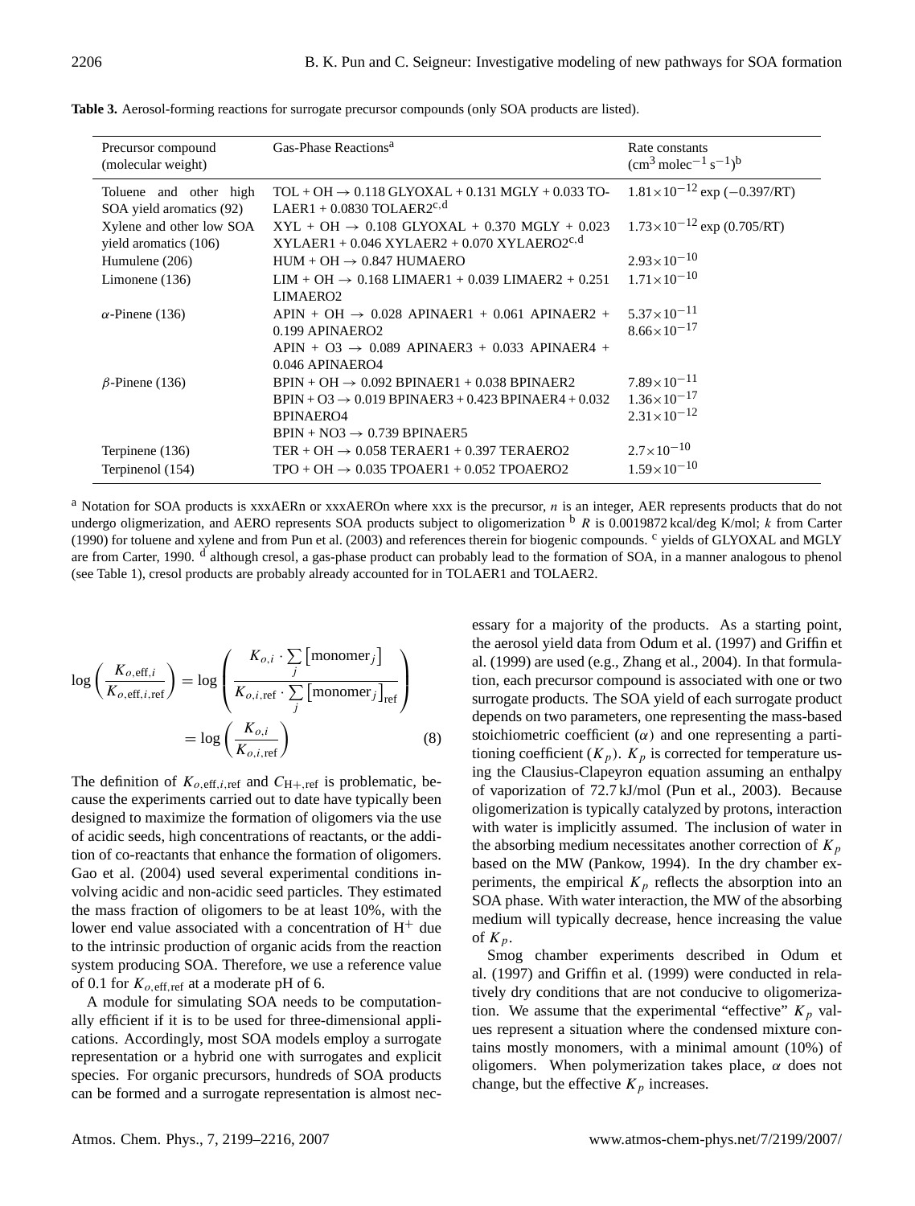**Table 3.** Aerosol-forming reactions for surrogate precursor compounds (only SOA products are listed).

| Precursor compound (molecular weight) | Gas-Phase Reactions[a] | Rate constants ($cm^3$ $molec^{-1}$ $s^{-1}$)[b] |
|---|---|---|
| Toluene and other high SOA yield aromatics (92) | TOL + OH → 0.118 GLYOXAL + 0.131 MGLY + 0.033 TOLAER1 + 0.0830 TOLAER2[c,d] | $1.81\times10^{-12}\exp(-0.397/RT)$ |
| Xylene and other low SOA yield aromatics (106) | XYL + OH → 0.108 GLYOXAL + 0.370 MGLY + 0.023 XYLAER1 + 0.046 XYLAER2 + 0.070 XYLAERO2[c,d] | $1.73\times10^{-12}\exp(0.705/RT)$ |
| Humulene (206) | HUM + OH → 0.847 HUMAERO | $2.93\times10^{-10}$ |
| Limonene (136) | LIM + OH → 0.168 LIMAER1 + 0.039 LIMAER2 + 0.251 LIMAERO2 | $1.71\times10^{-10}$ |
| $\alpha$-Pinene (136) | APIN + OH → 0.028 APINAER1 + 0.061 APINAER2 + 0.199 APINAERO2 | $5.37\times10^{-11}$ |
| | APIN + O3 → 0.089 APINAER3 + 0.033 APINAER4 + 0.046 APINAERO4 | $8.66\times10^{-17}$ |
| $\beta$-Pinene (136) | BPIN + OH → 0.092 BPINAER1 + 0.038 BPINAER2 | $7.89\times10^{-11}$ |
| | BPIN + O3 → 0.019 BPINAER3 + 0.423 BPINAER4 + 0.032 BPINAERO4 | $1.36\times10^{-17}$ |
| | BPIN + NO3 → 0.739 BPINAER5 | $2.31\times10^{-12}$ |
| Terpinene (136) | TER + OH → 0.058 TERAER1 + 0.397 TERAERO2 | $2.7\times10^{-10}$ |
| Terpinenol (154) | TPO + OH → 0.035 TPOAER1 + 0.052 TPOAERO2 | $1.59\times10^{-10}$ |

[a] Notation for SOA products is xxxAERn or xxxAEROn where xxx is the precursor, $n$ is an integer, AER represents products that do not undergo oligomerization, and AERO represents SOA products subject to oligomerization [b] $R$ is 0.0019872 kcal/deg K/mol; $k$ from Carter (1990) for toluene and xylene and from Pun et al. (2003) and references therein for biogenic compounds. [c] yields of GLYOXAL and MGLY are from Carter, 1990. [d] although cresol, a gas-phase product can probably lead to the formation of SOA, in a manner analogous to phenol (see Table 1), cresol products are probably already accounted for in TOLAER1 and TOLAER2.

$$\log\left(\frac{K_{o,\text{eff},i}}{K_{o,\text{eff},i,\text{ref}}}\right) = \log\left(\frac{K_{o,i}\cdot\sum_j\left[\text{monomer}_j\right]}{K_{o,i,\text{ref}}\cdot\sum_j\left[\text{monomer}_j\right]_{\text{ref}}}\right) = \log\left(\frac{K_{o,i}}{K_{o,i,\text{ref}}}\right) \tag{8}$$

The definition of $K_{o,\text{eff},i,\text{ref}}$ and $C_{H+,\text{ref}}$ is problematic, because the experiments carried out to date have typically been designed to maximize the formation of oligomers via the use of acidic seeds, high concentrations of reactants, or the addition of co-reactants that enhance the formation of oligomers. Gao et al. (2004) used several experimental conditions involving acidic and non-acidic seed particles. They estimated the mass fraction of oligomers to be at least 10%, with the lower end value associated with a concentration of $H^+$ due to the intrinsic production of organic acids from the reaction system producing SOA. Therefore, we use a reference value of 0.1 for $K_{o,\text{eff},\text{ref}}$ at a moderate pH of 6.

A module for simulating SOA needs to be computationally efficient if it is to be used for three-dimensional applications. Accordingly, most SOA models employ a surrogate representation or a hybrid one with surrogates and explicit species. For organic precursors, hundreds of SOA products can be formed and a surrogate representation is almost necessary for a majority of the products. As a starting point, the aerosol yield data from Odum et al. (1997) and Griffin et al. (1999) are used (e.g., Zhang et al., 2004). In that formulation, each precursor compound is associated with one or two surrogate products. The SOA yield of each surrogate product depends on two parameters, one representing the mass-based stoichiometric coefficient ($\alpha$) and one representing a partitioning coefficient ($K_p$). $K_p$ is corrected for temperature using the Clausius-Clapeyron equation assuming an enthalpy of vaporization of 72.7 kJ/mol (Pun et al., 2003). Because oligomerization is typically catalyzed by protons, interaction with water is implicitly assumed. The inclusion of water in the absorbing medium necessitates another correction of $K_p$ based on the MW (Pankow, 1994). In the dry chamber experiments, the empirical $K_p$ reflects the absorption into an SOA phase. With water interaction, the MW of the absorbing medium will typically decrease, hence increasing the value of $K_p$.

Smog chamber experiments described in Odum et al. (1997) and Griffin et al. (1999) were conducted in relatively dry conditions that are not conducive to oligomerization. We assume that the experimental "effective" $K_p$ values represent a situation where the condensed mixture contains mostly monomers, with a minimal amount (10%) of oligomers. When polymerization takes place, $\alpha$ does not change, but the effective $K_p$ increases.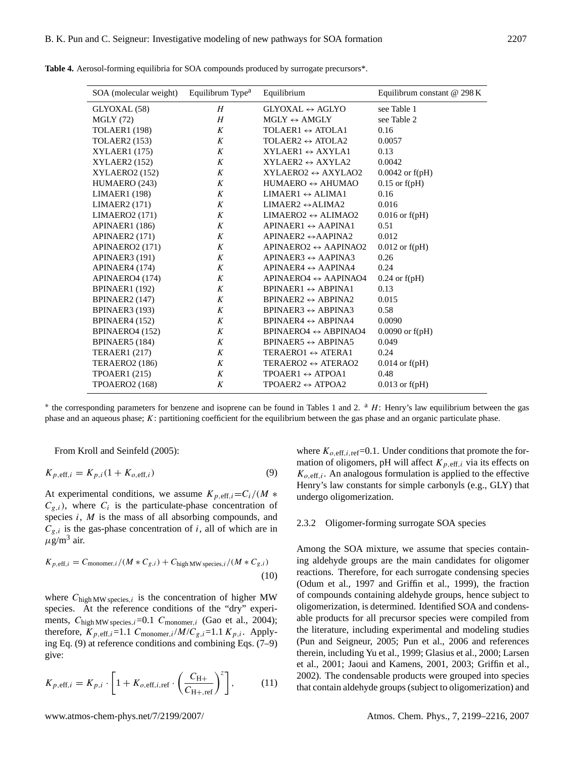**Table 4.** Aerosol-forming equilibria for SOA compounds produced by surrogate precursors*.

| SOA (molecular weight) | Equilibrum Type[a] | Equilibrium | Equilibrium constant @ 298 K |
|---|---|---|---|
| GLYOXAL (58) | *H* | GLYOXAL ↔ AGLYO | see Table 1 |
| MGLY (72) | *H* | MGLY ↔ AMGLY | see Table 2 |
| TOLAER1 (198) | *K* | TOLAER1 ↔ ATOLA1 | 0.16 |
| TOLAER2 (153) | *K* | TOLAER2 ↔ ATOLA2 | 0.0057 |
| XYLAER1 (175) | *K* | XYLAER1 ↔ AXYLA1 | 0.13 |
| XYLAER2 (152) | *K* | XYLAER2 ↔ AXYLA2 | 0.0042 |
| XYLAERO2 (152) | *K* | XYLAERO2 ↔ AXYLAO2 | 0.0042 or f(pH) |
| HUMAERO (243) | *K* | HUMAERO ↔ AHUMAO | 0.15 or f(pH) |
| LIMAER1 (198) | *K* | LIMAER1 ↔ ALIMA1 | 0.16 |
| LIMAER2 (171) | *K* | LIMAER2 ↔ALIMA2 | 0.016 |
| LIMAERO2 (171) | *K* | LIMAERO2 ↔ ALIMAO2 | 0.016 or f(pH) |
| APINAER1 (186) | *K* | APINAER1 ↔ AAPINA1 | 0.51 |
| APINAER2 (171) | *K* | APINAER2 ↔AAPINA2 | 0.012 |
| APINAERO2 (171) | *K* | APINAERO2 ↔ AAPINAO2 | 0.012 or f(pH) |
| APINAER3 (191) | *K* | APINAER3 ↔ AAPINA3 | 0.26 |
| APINAER4 (174) | *K* | APINAER4 ↔ AAPINA4 | 0.24 |
| APINAERO4 (174) | *K* | APINAERO4 ↔ AAPINAO4 | 0.24 or f(pH) |
| BPINAER1 (192) | *K* | BPINAER1 ↔ ABPINA1 | 0.13 |
| BPINAER2 (147) | *K* | BPINAER2 ↔ ABPINA2 | 0.015 |
| BPINAER3 (193) | *K* | BPINAER3 ↔ ABPINA3 | 0.58 |
| BPINAER4 (152) | *K* | BPINAER4 ↔ ABPINA4 | 0.0090 |
| BPINAERO4 (152) | *K* | BPINAERO4 ↔ ABPINAO4 | 0.0090 or f(pH) |
| BPINAER5 (184) | *K* | BPINAER5 ↔ ABPINA5 | 0.049 |
| TERAER1 (217) | *K* | TERAERO1 ↔ ATERA1 | 0.24 |
| TERAERO2 (186) | *K* | TERAERO2 ↔ ATERAO2 | 0.014 or f(pH) |
| TPOAER1 (215) | *K* | TPOAER1 ↔ ATPOA1 | 0.48 |
| TPOAERO2 (168) | *K* | TPOAER2 ↔ ATPOA2 | 0.013 or f(pH) |

* the corresponding parameters for benzene and isoprene can be found in Tables 1 and 2. [a] $H$: Henry's law equilibrium between the gas phase and an aqueous phase; $K$: partitioning coefficient for the equilibrium between the gas phase and an organic particulate phase.

From Kroll and Seinfeld (2005):

$$K_{p,\mathrm{eff},i} = K_{p,i}(1 + K_{o,\mathrm{eff},i}) \tag{9}$$

At experimental conditions, we assume $K_{p,\mathrm{eff},i}=C_i/(M * C_{g,i})$, where $C_i$ is the particulate-phase concentration of species $i$, $M$ is the mass of all absorbing compounds, and $C_{g,i}$ is the gas-phase concentration of $i$, all of which are in $\mu$g/m$^3$ air.

$$K_{p,\mathrm{eff},i} = C_{\mathrm{monomer},i}/(M * C_{g,i}) + C_{\mathrm{high\,MW\,species},i}/(M * C_{g,i}) \tag{10}$$

where $C_{\mathrm{high\,MW\,species},i}$ is the concentration of higher MW species. At the reference conditions of the "dry" experiments, $C_{\mathrm{high\,MW\,species},i}$=0.1 $C_{\mathrm{monomer},i}$ (Gao et al., 2004); therefore, $K_{p,\mathrm{eff},i}$=1.1 $C_{\mathrm{monomer},i}/M/C_{g,i}$=1.1 $K_{p,i}$. Applying Eq. (9) at reference conditions and combining Eqs. (7–9) give:

$$K_{p,\mathrm{eff},i} = K_{p,i} \cdot \left[1 + K_{o,\mathrm{eff},i,\mathrm{ref}} \cdot \left(\frac{C_{\mathrm{H+}}}{C_{\mathrm{H+,ref}}}\right)^z\right], \tag{11}$$

where $K_{o,\mathrm{eff},i,\mathrm{ref}}$=0.1. Under conditions that promote the formation of oligomers, pH will affect $K_{p,\mathrm{eff},i}$ via its effects on $K_{o,\mathrm{eff},i}$. An analogous formulation is applied to the effective Henry's law constants for simple carbonyls (e.g., GLY) that undergo oligomerization.

#### 2.3.2 Oligomer-forming surrogate SOA species

Among the SOA mixture, we assume that species containing aldehyde groups are the main candidates for oligomer reactions. Therefore, for each surrogate condensing species (Odum et al., 1997 and Griffin et al., 1999), the fraction of compounds containing aldehyde groups, hence subject to oligomerization, is determined. Identified SOA and condensable products for all precursor species were compiled from the literature, including experimental and modeling studies (Pun and Seigneur, 2005; Pun et al., 2006 and references therein, including Yu et al., 1999; Glasius et al., 2000; Larsen et al., 2001; Jaoui and Kamens, 2001, 2003; Griffin et al., 2002). The condensable products were grouped into species that contain aldehyde groups (subject to oligomerization) and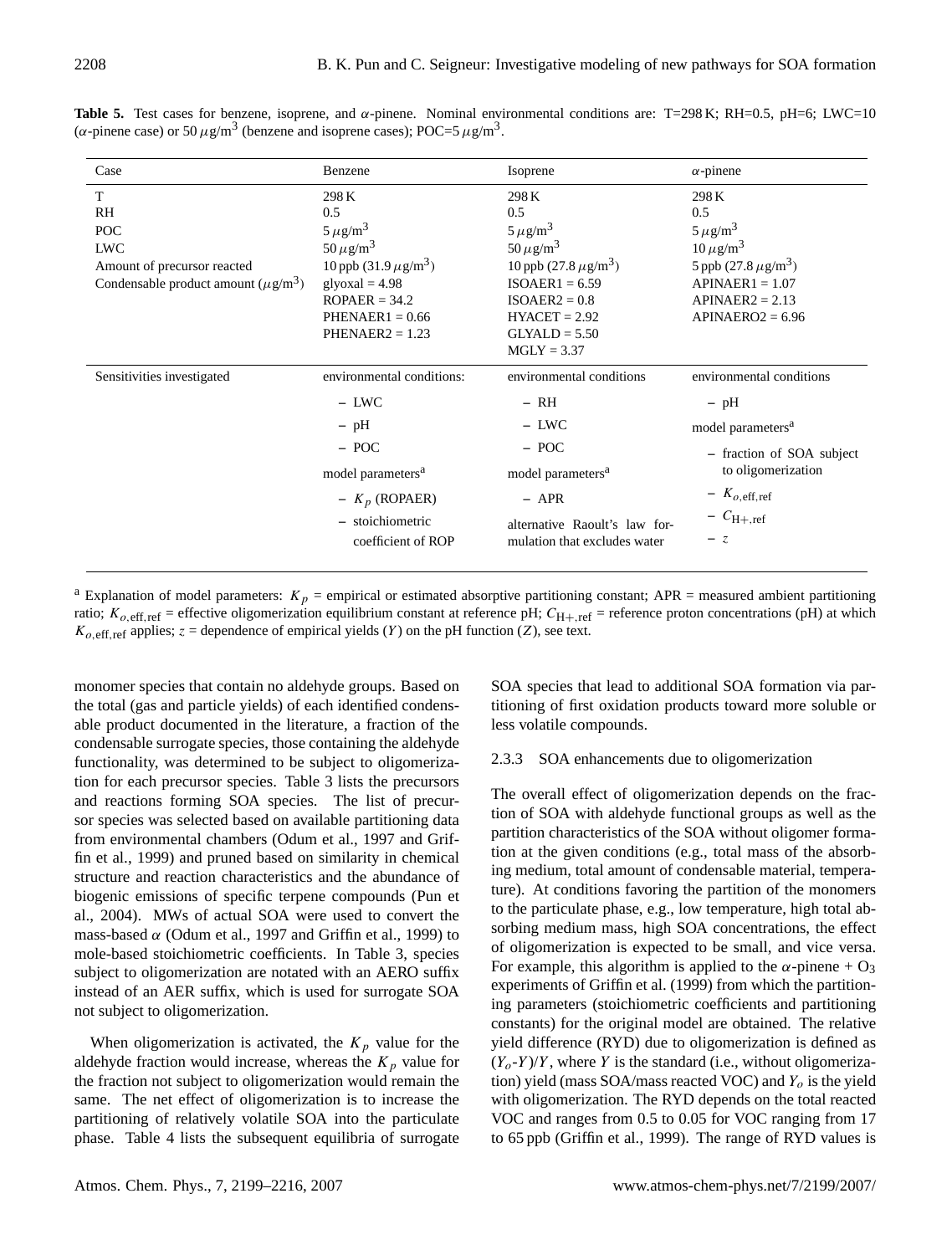**Table 5.** Test cases for benzene, isoprene, and $\alpha$-pinene. Nominal environmental conditions are: T=298 K; RH=0.5, pH=6; LWC=10 ($\alpha$-pinene case) or 50 $\mu$g/m$^3$ (benzene and isoprene cases); POC=5 $\mu$g/m$^3$.

| Case | Benzene | Isoprene | $\alpha$-pinene |
|---|---|---|---|
| T | 298 K | 298 K | 298 K |
| RH | 0.5 | 0.5 | 0.5 |
| POC | 5 $\mu$g/m$^3$ | 5 $\mu$g/m$^3$ | 5 $\mu$g/m$^3$ |
| LWC | 50 $\mu$g/m$^3$ | 50 $\mu$g/m$^3$ | 10 $\mu$g/m$^3$ |
| Amount of precursor reacted | 10 ppb (31.9 $\mu$g/m$^3$) | 10 ppb (27.8 $\mu$g/m$^3$) | 5 ppb (27.8 $\mu$g/m$^3$) |
| Condensable product amount ($\mu$g/m$^3$) | glyoxal = 4.98<br>ROPAER = 34.2<br>PHENAER1 = 0.66<br>PHENAER2 = 1.23 | ISOAER1 = 6.59<br>ISOAER2 = 0.8<br>HYACET = 2.92<br>GLYALD = 5.50<br>MGLY = 3.37 | APINAER1 = 1.07<br>APINAER2 = 2.13<br>APINAERO2 = 6.96 |
| Sensitivities investigated | environmental conditions:<br>– LWC<br>– pH<br>– POC<br>model parameters[a]<br>– $K_p$ (ROPAER)<br>– stoichiometric coefficient of ROP | environmental conditions<br>– RH<br>– LWC<br>– POC<br>model parameters[a]<br>– APR<br>alternative Raoult's law formulation that excludes water | environmental conditions<br>– pH<br>model parameters[a]<br>– fraction of SOA subject to oligomerization<br>– $K_{o,\text{eff,ref}}$<br>– $C_{\text{H+,ref}}$<br>– $z$ |

[a] Explanation of model parameters: $K_p$ = empirical or estimated absorptive partitioning constant; APR = measured ambient partitioning ratio; $K_{o,\text{eff,ref}}$ = effective oligomerization equilibrium constant at reference pH; $C_{\text{H+,ref}}$ = reference proton concentrations (pH) at which $K_{o,\text{eff,ref}}$ applies; $z$ = dependence of empirical yields ($Y$) on the pH function ($Z$), see text.

monomer species that contain no aldehyde groups. Based on the total (gas and particle yields) of each identified condensable product documented in the literature, a fraction of the condensable surrogate species, those containing the aldehyde functionality, was determined to be subject to oligomerization for each precursor species. Table 3 lists the precursors and reactions forming SOA species. The list of precursor species was selected based on available partitioning data from environmental chambers (Odum et al., 1997 and Griffin et al., 1999) and pruned based on similarity in chemical structure and reaction characteristics and the abundance of biogenic emissions of specific terpene compounds (Pun et al., 2004). MWs of actual SOA were used to convert the mass-based $\alpha$ (Odum et al., 1997 and Griffin et al., 1999) to mole-based stoichiometric coefficients. In Table 3, species subject to oligomerization are notated with an AERO suffix instead of an AER suffix, which is used for surrogate SOA not subject to oligomerization.

When oligomerization is activated, the $K_p$ value for the aldehyde fraction would increase, whereas the $K_p$ value for the fraction not subject to oligomerization would remain the same. The net effect of oligomerization is to increase the partitioning of relatively volatile SOA into the particulate phase. Table 4 lists the subsequent equilibria of surrogate SOA species that lead to additional SOA formation via partitioning of first oxidation products toward more soluble or less volatile compounds.

### 2.3.3 SOA enhancements due to oligomerization

The overall effect of oligomerization depends on the fraction of SOA with aldehyde functional groups as well as the partition characteristics of the SOA without oligomer formation at the given conditions (e.g., total mass of the absorbing medium, total amount of condensable material, temperature). At conditions favoring the partition of the monomers to the particulate phase, e.g., low temperature, high total absorbing medium mass, high SOA concentrations, the effect of oligomerization is expected to be small, and vice versa. For example, this algorithm is applied to the $\alpha$-pinene + $O_3$ experiments of Griffin et al. (1999) from which the partitioning parameters (stoichiometric coefficients and partitioning constants) for the original model are obtained. The relative yield difference (RYD) due to oligomerization is defined as ($Y_o$-$Y$)/$Y$, where $Y$ is the standard (i.e., without oligomerization) yield (mass SOA/mass reacted VOC) and $Y_o$ is the yield with oligomerization. The RYD depends on the total reacted VOC and ranges from 0.5 to 0.05 for VOC ranging from 17 to 65 ppb (Griffin et al., 1999). The range of RYD values is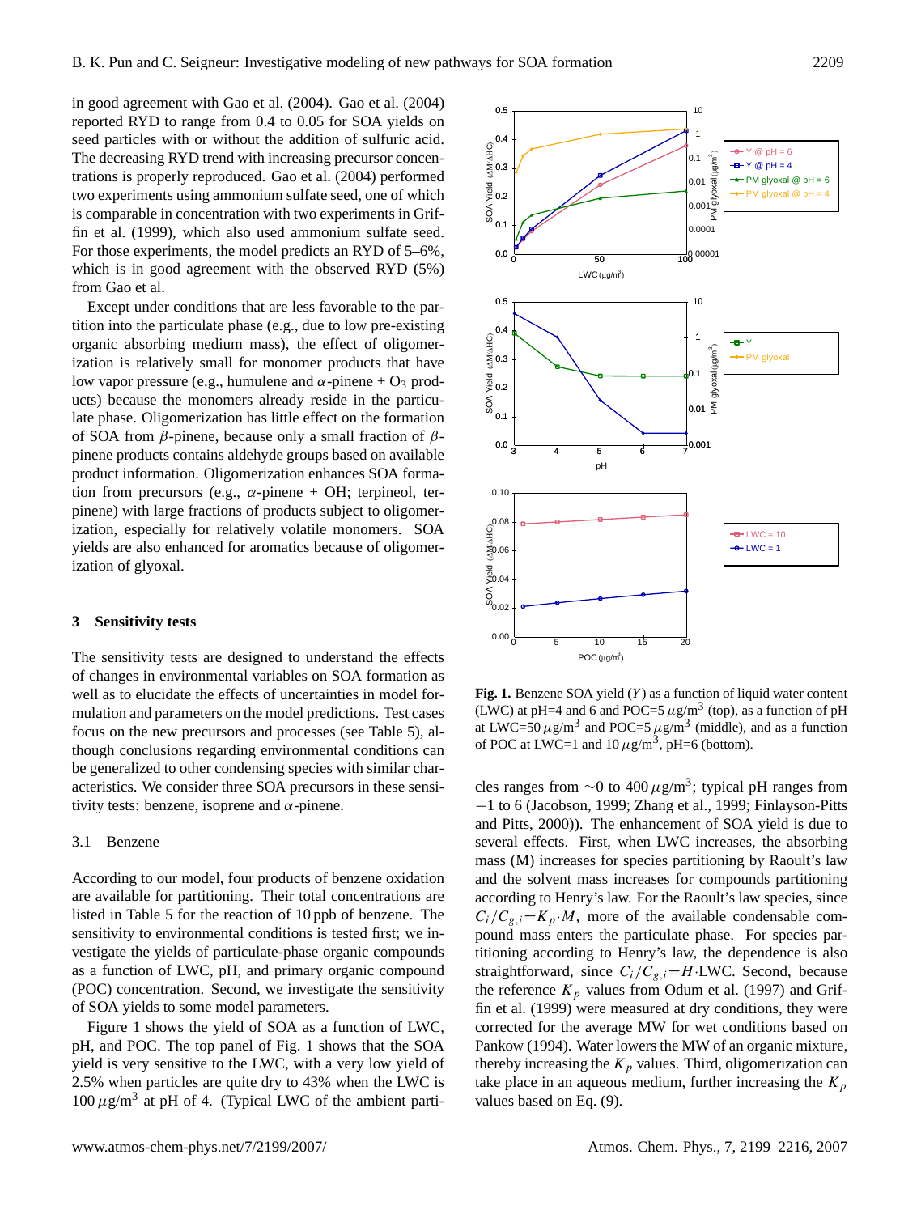in good agreement with Gao et al. (2004). Gao et al. (2004) reported RYD to range from 0.4 to 0.05 for SOA yields on seed particles with or without the addition of sulfuric acid. The decreasing RYD trend with increasing precursor concentrations is properly reproduced. Gao et al. (2004) performed two experiments using ammonium sulfate seed, one of which is comparable in concentration with two experiments in Griffin et al. (1999), which also used ammonium sulfate seed. For those experiments, the model predicts an RYD of 5–6%, which is in good agreement with the observed RYD (5%) from Gao et al.

Except under conditions that are less favorable to the partition into the particulate phase (e.g., due to low pre-existing organic absorbing medium mass), the effect of oligomerization is relatively small for monomer products that have low vapor pressure (e.g., humulene and $\alpha$-pinene + $O_3$ products) because the monomers already reside in the particulate phase. Oligomerization has little effect on the formation of SOA from $\beta$-pinene, because only a small fraction of $\beta$-pinene products contains aldehyde groups based on available product information. Oligomerization enhances SOA formation from precursors (e.g., $\alpha$-pinene + OH; terpineol, terpinene) with large fractions of products subject to oligomerization, especially for relatively volatile monomers. SOA yields are also enhanced for aromatics because of oligomerization of glyoxal.

## 3 Sensitivity tests

The sensitivity tests are designed to understand the effects of changes in environmental variables on SOA formation as well as to elucidate the effects of uncertainties in model formulation and parameters on the model predictions. Test cases focus on the new precursors and processes (see Table 5), although conclusions regarding environmental conditions can be generalized to other condensing species with similar characteristics. We consider three SOA precursors in these sensitivity tests: benzene, isoprene and $\alpha$-pinene.

### 3.1 Benzene

According to our model, four products of benzene oxidation are available for partitioning. Their total concentrations are listed in Table 5 for the reaction of 10 ppb of benzene. The sensitivity to environmental conditions is tested first; we investigate the yields of particulate-phase organic compounds as a function of LWC, pH, and primary organic compound (POC) concentration. Second, we investigate the sensitivity of SOA yields to some model parameters.

Figure 1 shows the yield of SOA as a function of LWC, pH, and POC. The top panel of Fig. 1 shows that the SOA yield is very sensitive to the LWC, with a very low yield of 2.5% when particles are quite dry to 43% when the LWC is 100 $\mu g/m^3$ at pH of 4. (Typical LWC of the ambient particles ranges from ~0 to 400 $\mu g/m^3$; typical pH ranges from −1 to 6 (Jacobson, 1999; Zhang et al., 1999; Finlayson-Pitts and Pitts, 2000)). The enhancement of SOA yield is due to several effects. First, when LWC increases, the absorbing mass (M) increases for species partitioning by Raoult's law and the solvent mass increases for compounds partitioning according to Henry's law. For the Raoult's law species, since $C_i/C_{g,i}=K_p \cdot M$, more of the available condensable compound mass enters the particulate phase. For species partitioning according to Henry's law, the dependence is also straightforward, since $C_i/C_{g,i}=H \cdot \text{LWC}$. Second, because the reference $K_p$ values from Odum et al. (1997) and Griffin et al. (1999) were measured at dry conditions, they were corrected for the average MW for wet conditions based on Pankow (1994). Water lowers the MW of an organic mixture, thereby increasing the $K_p$ values. Third, oligomerization can take place in an aqueous medium, further increasing the $K_p$ values based on Eq. (9).

**Fig. 1.** Benzene SOA yield ($Y$) as a function of liquid water content (LWC) at pH=4 and 6 and POC=5 $\mu g/m^3$ (top), as a function of pH at LWC=50 $\mu g/m^3$ and POC=5 $\mu g/m^3$ (middle), and as a function of POC at LWC=1 and 10 $\mu g/m^3$, pH=6 (bottom).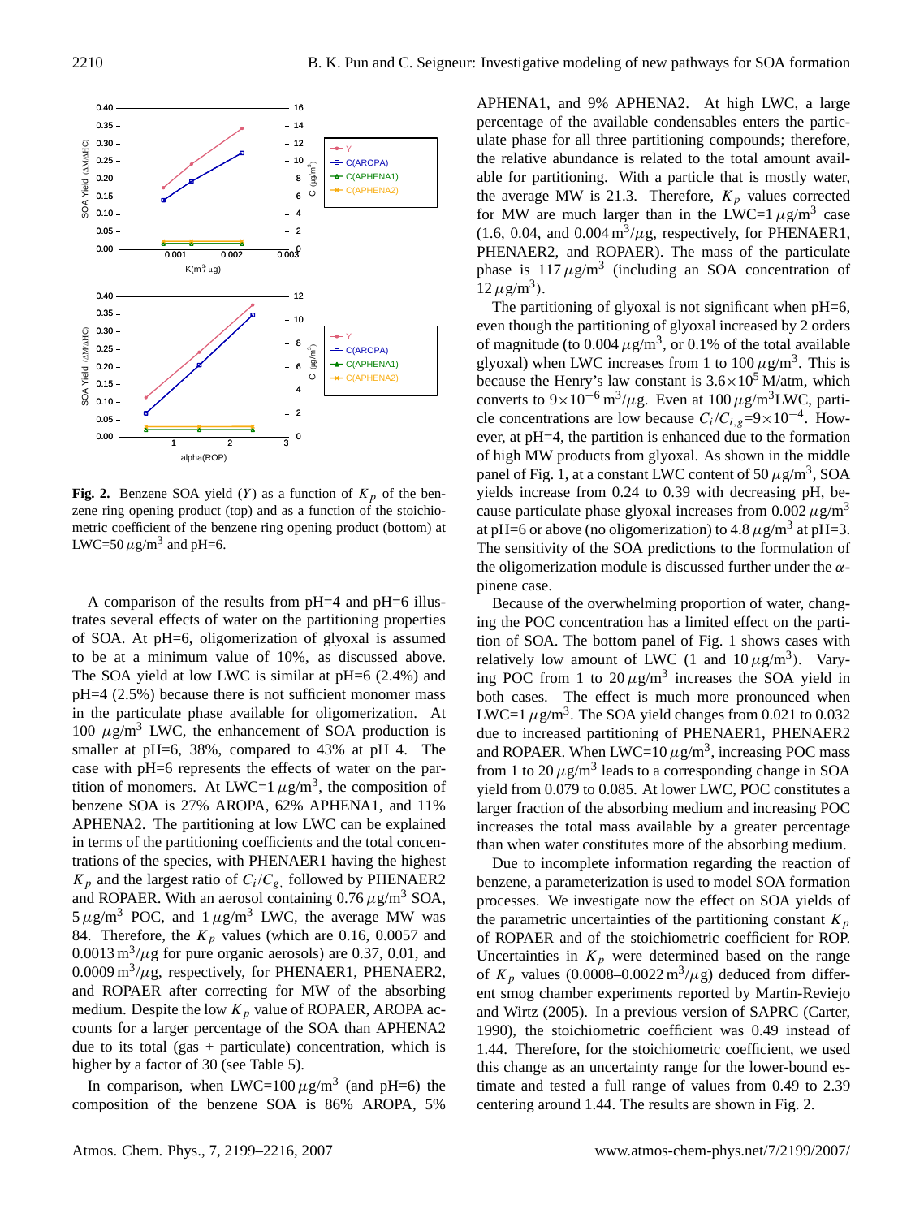**Fig. 2.** Benzene SOA yield ($Y$) as a function of $K_p$ of the benzene ring opening product (top) and as a function of the stoichiometric coefficient of the benzene ring opening product (bottom) at LWC=50 $\mu$g/m$^3$ and pH=6.

A comparison of the results from pH=4 and pH=6 illustrates several effects of water on the partitioning properties of SOA. At pH=6, oligomerization of glyoxal is assumed to be at a minimum value of 10%, as discussed above. The SOA yield at low LWC is similar at pH=6 (2.4%) and pH=4 (2.5%) because there is not sufficient monomer mass in the particulate phase available for oligomerization. At 100 $\mu$g/m$^3$ LWC, the enhancement of SOA production is smaller at pH=6, 38%, compared to 43% at pH 4. The case with pH=6 represents the effects of water on the partition of monomers. At LWC=1 $\mu$g/m$^3$, the composition of benzene SOA is 27% AROPA, 62% APHENA1, and 11% APHENA2. The partitioning at low LWC can be explained in terms of the partitioning coefficients and the total concentrations of the species, with PHENAER1 having the highest $K_p$ and the largest ratio of $C_i/C_g$, followed by PHENAER2 and ROPAER. With an aerosol containing 0.76 $\mu$g/m$^3$ SOA, 5 $\mu$g/m$^3$ POC, and 1 $\mu$g/m$^3$ LWC, the average MW was 84. Therefore, the $K_p$ values (which are 0.16, 0.0057 and 0.0013 m$^3$/$\mu$g for pure organic aerosols) are 0.37, 0.01, and 0.0009 m$^3$/$\mu$g, respectively, for PHENAER1, PHENAER2, and ROPAER after correcting for MW of the absorbing medium. Despite the low $K_p$ value of ROPAER, AROPA accounts for a larger percentage of the SOA than APHENA2 due to its total (gas + particulate) concentration, which is higher by a factor of 30 (see Table 5).

In comparison, when LWC=100 $\mu$g/m$^3$ (and pH=6) the composition of the benzene SOA is 86% AROPA, 5% APHENA1, and 9% APHENA2. At high LWC, a large percentage of the available condensables enters the particulate phase for all three partitioning compounds; therefore, the relative abundance is related to the total amount available for partitioning. With a particle that is mostly water, the average MW is 21.3. Therefore, $K_p$ values corrected for MW are much larger than in the LWC=1 $\mu$g/m$^3$ case (1.6, 0.04, and 0.004 m$^3$/$\mu$g, respectively, for PHENAER1, PHENAER2, and ROPAER). The mass of the particulate phase is 117 $\mu$g/m$^3$ (including an SOA concentration of 12 $\mu$g/m$^3$).

The partitioning of glyoxal is not significant when pH=6, even though the partitioning of glyoxal increased by 2 orders of magnitude (to 0.004 $\mu$g/m$^3$, or 0.1% of the total available glyoxal) when LWC increases from 1 to 100 $\mu$g/m$^3$. This is because the Henry's law constant is $3.6\times10^5$ M/atm, which converts to $9\times10^{-6}$ m$^3$/$\mu$g. Even at 100 $\mu$g/m$^3$LWC, particle concentrations are low because $C_i/C_{i,g}$=$9\times10^{-4}$. However, at pH=4, the partition is enhanced due to the formation of high MW products from glyoxal. As shown in the middle panel of Fig. 1, at a constant LWC content of 50 $\mu$g/m$^3$, SOA yields increase from 0.24 to 0.39 with decreasing pH, because particulate phase glyoxal increases from 0.002 $\mu$g/m$^3$ at pH=6 or above (no oligomerization) to 4.8 $\mu$g/m$^3$ at pH=3. The sensitivity of the SOA predictions to the formulation of the oligomerization module is discussed further under the $\alpha$-pinene case.

Because of the overwhelming proportion of water, changing the POC concentration has a limited effect on the partition of SOA. The bottom panel of Fig. 1 shows cases with relatively low amount of LWC (1 and 10 $\mu$g/m$^3$). Varying POC from 1 to 20 $\mu$g/m$^3$ increases the SOA yield in both cases. The effect is much more pronounced when LWC=1 $\mu$g/m$^3$. The SOA yield changes from 0.021 to 0.032 due to increased partitioning of PHENAER1, PHENAER2 and ROPAER. When LWC=10 $\mu$g/m$^3$, increasing POC mass from 1 to 20 $\mu$g/m$^3$ leads to a corresponding change in SOA yield from 0.079 to 0.085. At lower LWC, POC constitutes a larger fraction of the absorbing medium and increasing POC increases the total mass available by a greater percentage than when water constitutes more of the absorbing medium.

Due to incomplete information regarding the reaction of benzene, a parameterization is used to model SOA formation processes. We investigate now the effect on SOA yields of the parametric uncertainties of the partitioning constant $K_p$ of ROPAER and of the stoichiometric coefficient for ROP. Uncertainties in $K_p$ were determined based on the range of $K_p$ values (0.0008–0.0022 m$^3$/$\mu$g) deduced from different smog chamber experiments reported by Martin-Reviejo and Wirtz (2005). In a previous version of SAPRC (Carter, 1990), the stoichiometric coefficient was 0.49 instead of 1.44. Therefore, for the stoichiometric coefficient, we used this change as an uncertainty range for the lower-bound estimate and tested a full range of values from 0.49 to 2.39 centering around 1.44. The results are shown in Fig. 2.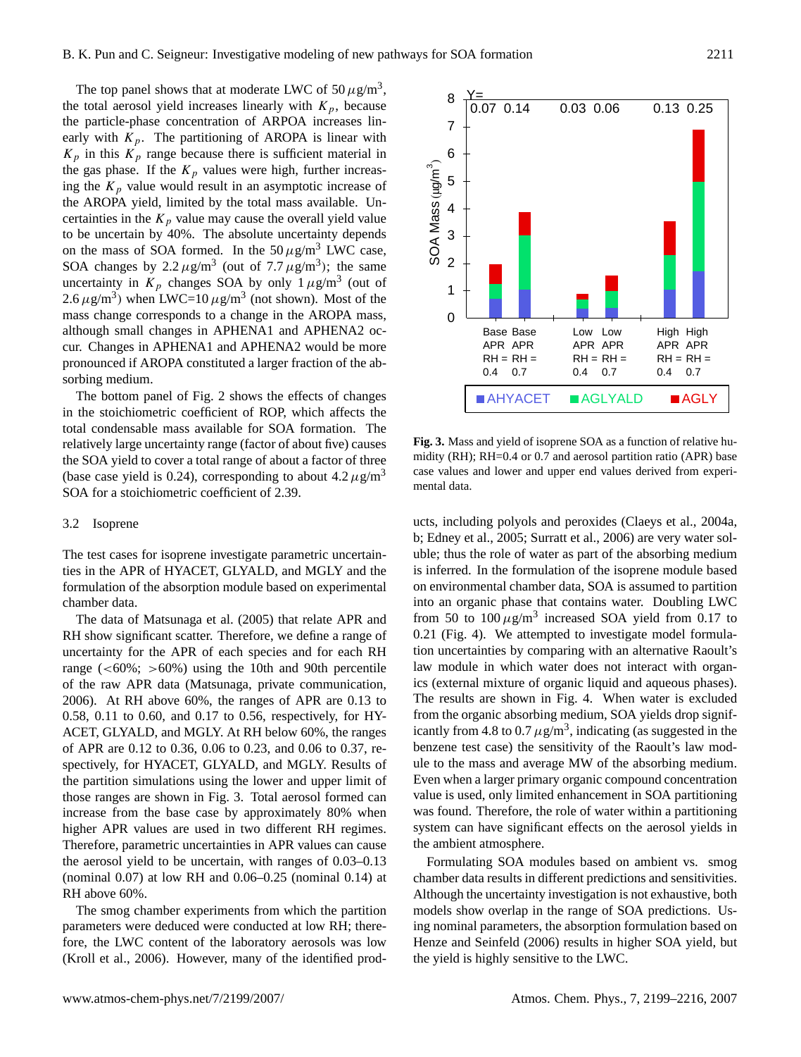The top panel shows that at moderate LWC of 50 $\mu$g/m$^3$, the total aerosol yield increases linearly with $K_p$, because the particle-phase concentration of ARPOA increases linearly with $K_p$. The partitioning of AROPA is linear with $K_p$ in this $K_p$ range because there is sufficient material in the gas phase. If the $K_p$ values were high, further increasing the $K_p$ value would result in an asymptotic increase of the AROPA yield, limited by the total mass available. Uncertainties in the $K_p$ value may cause the overall yield value to be uncertain by 40%. The absolute uncertainty depends on the mass of SOA formed. In the 50 $\mu$g/m$^3$ LWC case, SOA changes by 2.2 $\mu$g/m$^3$ (out of 7.7 $\mu$g/m$^3$); the same uncertainty in $K_p$ changes SOA by only 1 $\mu$g/m$^3$ (out of 2.6 $\mu$g/m$^3$) when LWC=10 $\mu$g/m$^3$ (not shown). Most of the mass change corresponds to a change in the AROPA mass, although small changes in APHENA1 and APHENA2 occur. Changes in APHENA1 and APHENA2 would be more pronounced if AROPA constituted a larger fraction of the absorbing medium.

The bottom panel of Fig. 2 shows the effects of changes in the stoichiometric coefficient of ROP, which affects the total condensable mass available for SOA formation. The relatively large uncertainty range (factor of about five) causes the SOA yield to cover a total range of about a factor of three (base case yield is 0.24), corresponding to about 4.2 $\mu$g/m$^3$ SOA for a stoichiometric coefficient of 2.39.

### 3.2 Isoprene

The test cases for isoprene investigate parametric uncertainties in the APR of HYACET, GLYALD, and MGLY and the formulation of the absorption module based on experimental chamber data.

The data of Matsunaga et al. (2005) that relate APR and RH show significant scatter. Therefore, we define a range of uncertainty for the APR of each species and for each RH range (<60%; >60%) using the 10th and 90th percentile of the raw APR data (Matsunaga, private communication, 2006). At RH above 60%, the ranges of APR are 0.13 to 0.58, 0.11 to 0.60, and 0.17 to 0.56, respectively, for HYACET, GLYALD, and MGLY. At RH below 60%, the ranges of APR are 0.12 to 0.36, 0.06 to 0.23, and 0.06 to 0.37, respectively, for HYACET, GLYALD, and MGLY. Results of the partition simulations using the lower and upper limit of those ranges are shown in Fig. 3. Total aerosol formed can increase from the base case by approximately 80% when higher APR values are used in two different RH regimes. Therefore, parametric uncertainties in APR values can cause the aerosol yield to be uncertain, with ranges of 0.03–0.13 (nominal 0.07) at low RH and 0.06–0.25 (nominal 0.14) at RH above 60%.

The smog chamber experiments from which the partition parameters were deduced were conducted at low RH; therefore, the LWC content of the laboratory aerosols was low (Kroll et al., 2006). However, many of the identified products, including polyols and peroxides (Claeys et al., 2004a, b; Edney et al., 2005; Surratt et al., 2006) are very water soluble; thus the role of water as part of the absorbing medium is inferred. In the formulation of the isoprene module based on environmental chamber data, SOA is assumed to partition into an organic phase that contains water. Doubling LWC from 50 to 100 $\mu$g/m$^3$ increased SOA yield from 0.17 to 0.21 (Fig. 4). We attempted to investigate model formulation uncertainties by comparing with an alternative Raoult's law module in which water does not interact with organics (external mixture of organic liquid and aqueous phases). The results are shown in Fig. 4. When water is excluded from the organic absorbing medium, SOA yields drop significantly from 4.8 to 0.7 $\mu$g/m$^3$, indicating (as suggested in the benzene test case) the sensitivity of the Raoult's law module to the mass and average MW of the absorbing medium. Even when a larger primary organic compound concentration value is used, only limited enhancement in SOA partitioning was found. Therefore, the role of water within a partitioning system can have significant effects on the aerosol yields in the ambient atmosphere.

Formulating SOA modules based on ambient vs. smog chamber data results in different predictions and sensitivities. Although the uncertainty investigation is not exhaustive, both models show overlap in the range of SOA predictions. Using nominal parameters, the absorption formulation based on Henze and Seinfeld (2006) results in higher SOA yield, but the yield is highly sensitive to the LWC.

**Fig. 3.** Mass and yield of isoprene SOA as a function of relative humidity (RH); RH=0.4 or 0.7 and aerosol partition ratio (APR) base case values and lower and upper end values derived from experimental data.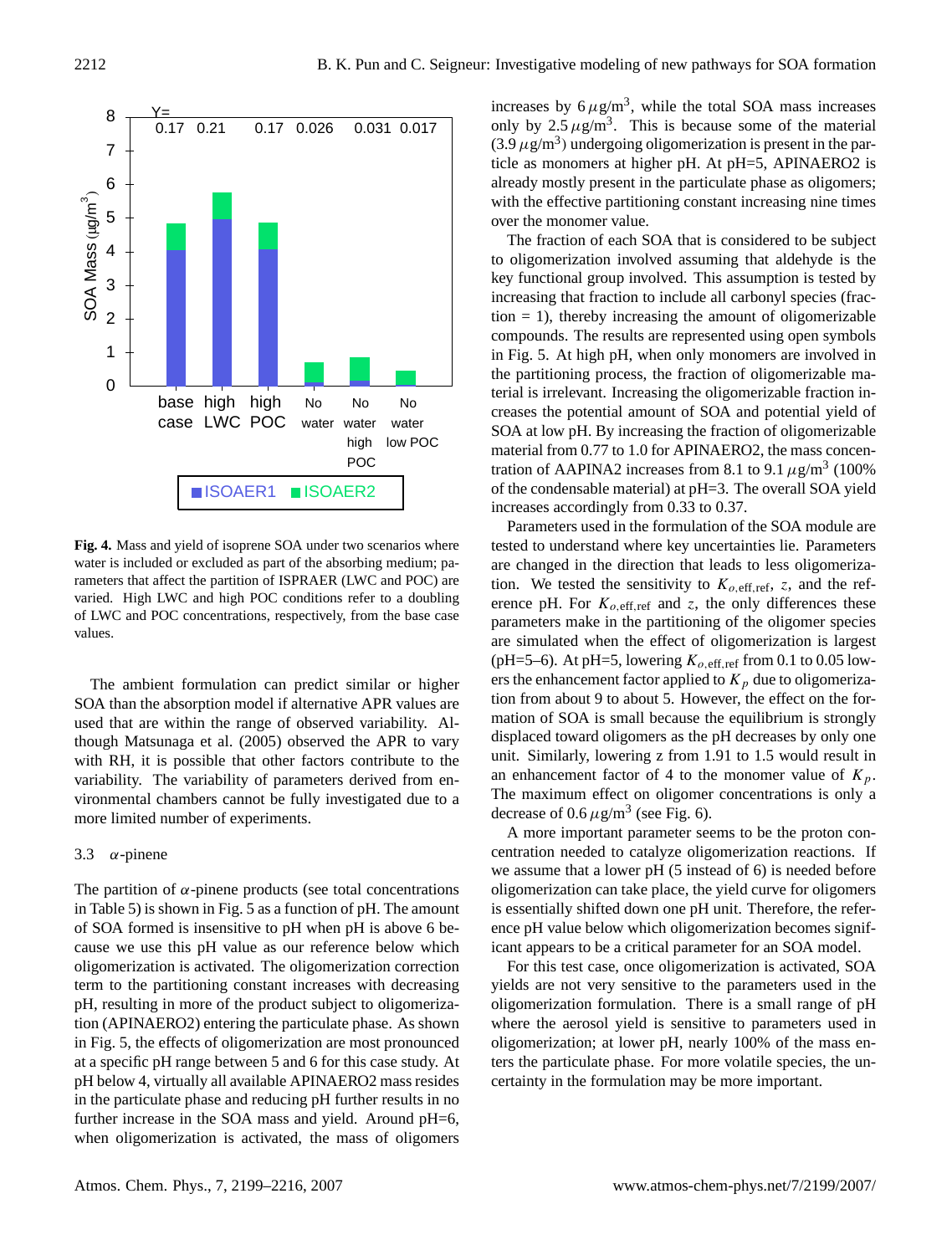Fig. 4. Mass and yield of isoprene SOA under two scenarios where water is included or excluded as part of the absorbing medium; parameters that affect the partition of ISPRAER (LWC and POC) are varied. High LWC and high POC conditions refer to a doubling of LWC and POC concentrations, respectively, from the base case values.

The ambient formulation can predict similar or higher SOA than the absorption model if alternative APR values are used that are within the range of observed variability. Although Matsunaga et al. (2005) observed the APR to vary with RH, it is possible that other factors contribute to the variability. The variability of parameters derived from environmental chambers cannot be fully investigated due to a more limited number of experiments.

### 3.3 $\alpha$-pinene

The partition of $\alpha$-pinene products (see total concentrations in Table 5) is shown in Fig. 5 as a function of pH. The amount of SOA formed is insensitive to pH when pH is above 6 because we use this pH value as our reference below which oligomerization is activated. The oligomerization correction term to the partitioning constant increases with decreasing pH, resulting in more of the product subject to oligomerization (APINAERO2) entering the particulate phase. As shown in Fig. 5, the effects of oligomerization are most pronounced at a specific pH range between 5 and 6 for this case study. At pH below 4, virtually all available APINAERO2 mass resides in the particulate phase and reducing pH further results in no further increase in the SOA mass and yield. Around pH=6, when oligomerization is activated, the mass of oligomers increases by 6 $\mu$g/m$^3$, while the total SOA mass increases only by 2.5 $\mu$g/m$^3$. This is because some of the material (3.9 $\mu$g/m$^3$) undergoing oligomerization is present in the particle as monomers at higher pH. At pH=5, APINAERO2 is already mostly present in the particulate phase as oligomers; with the effective partitioning constant increasing nine times over the monomer value.

The fraction of each SOA that is considered to be subject to oligomerization involved assuming that aldehyde is the key functional group involved. This assumption is tested by increasing that fraction to include all carbonyl species (fraction = 1), thereby increasing the amount of oligomerizable compounds. The results are represented using open symbols in Fig. 5. At high pH, when only monomers are involved in the partitioning process, the fraction of oligomerizable material is irrelevant. Increasing the oligomerizable fraction increases the potential amount of SOA and potential yield of SOA at low pH. By increasing the fraction of oligomerizable material from 0.77 to 1.0 for APINAERO2, the mass concentration of AAPINA2 increases from 8.1 to 9.1 $\mu$g/m$^3$ (100% of the condensable material) at pH=3. The overall SOA yield increases accordingly from 0.33 to 0.37.

Parameters used in the formulation of the SOA module are tested to understand where key uncertainties lie. Parameters are changed in the direction that leads to less oligomerization. We tested the sensitivity to $K_{o,\mathrm{eff,ref}}$, $z$, and the reference pH. For $K_{o,\mathrm{eff,ref}}$ and $z$, the only differences these parameters make in the partitioning of the oligomer species are simulated when the effect of oligomerization is largest (pH=5–6). At pH=5, lowering $K_{o,\mathrm{eff,ref}}$ from 0.1 to 0.05 lowers the enhancement factor applied to $K_p$ due to oligomerization from about 9 to about 5. However, the effect on the formation of SOA is small because the equilibrium is strongly displaced toward oligomers as the pH decreases by only one unit. Similarly, lowering z from 1.91 to 1.5 would result in an enhancement factor of 4 to the monomer value of $K_p$. The maximum effect on oligomer concentrations is only a decrease of 0.6 $\mu$g/m$^3$ (see Fig. 6).

A more important parameter seems to be the proton concentration needed to catalyze oligomerization reactions. If we assume that a lower pH (5 instead of 6) is needed before oligomerization can take place, the yield curve for oligomers is essentially shifted down one pH unit. Therefore, the reference pH value below which oligomerization becomes significant appears to be a critical parameter for an SOA model.

For this test case, once oligomerization is activated, SOA yields are not very sensitive to the parameters used in the oligomerization formulation. There is a small range of pH where the aerosol yield is sensitive to parameters used in oligomerization; at lower pH, nearly 100% of the mass enters the particulate phase. For more volatile species, the uncertainty in the formulation may be more important.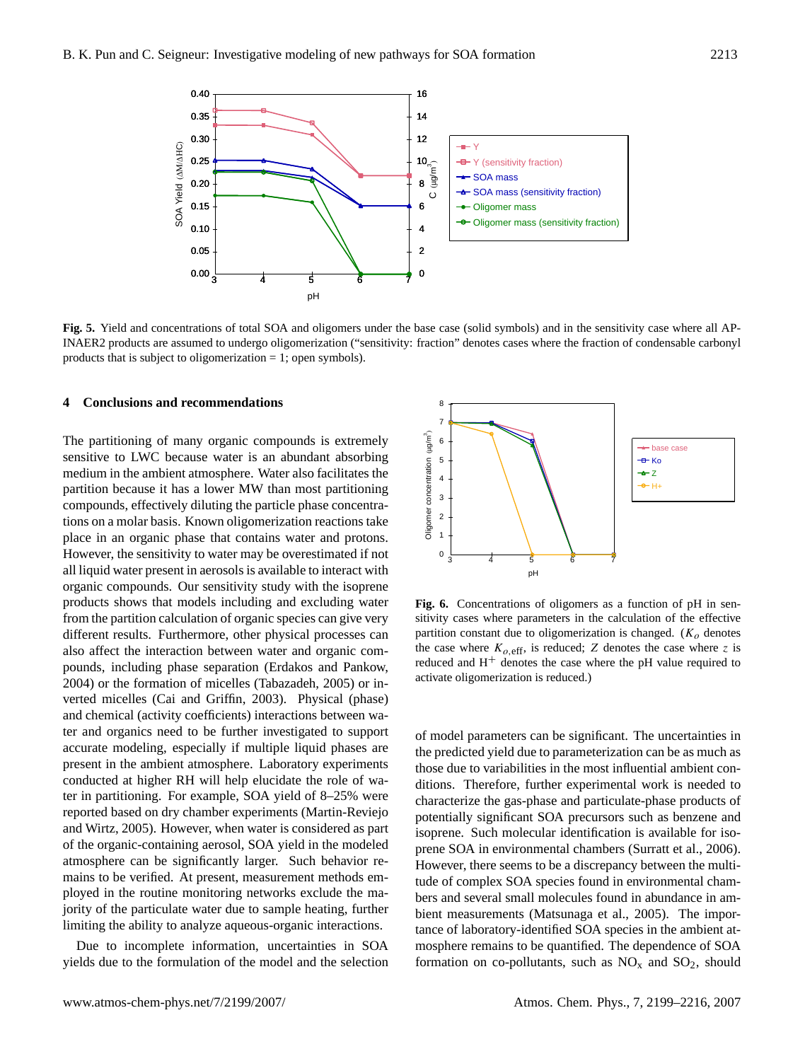0.40
0.35
0.30
0.25
0.20
0.15
0.10
0.05
0.00
SOA Yield (ΔM/ΔHC)
16
14
12
10
8
6
4
2
0
C (μg/m3)
3
4
5
6
7
pH
Y
Y (sensitivity fraction)
SOA mass
SOA mass (sensitivity fraction)
Oligomer mass
Oligomer mass (sensitivity fraction)

**Fig. 5.** Yield and concentrations of total SOA and oligomers under the base case (solid symbols) and in the sensitivity case where all AP-INAER2 products are assumed to undergo oligomerization ("sensitivity: fraction" denotes cases where the fraction of condensable carbonyl products that is subject to oligomerization = 1; open symbols).

## 4 Conclusions and recommendations

The partitioning of many organic compounds is extremely sensitive to LWC because water is an abundant absorbing medium in the ambient atmosphere. Water also facilitates the partition because it has a lower MW than most partitioning compounds, effectively diluting the particle phase concentrations on a molar basis. Known oligomerization reactions take place in an organic phase that contains water and protons. However, the sensitivity to water may be overestimated if not all liquid water present in aerosols is available to interact with organic compounds. Our sensitivity study with the isoprene products shows that models including and excluding water from the partition calculation of organic species can give very different results. Furthermore, other physical processes can also affect the interaction between water and organic compounds, including phase separation (Erdakos and Pankow, 2004) or the formation of micelles (Tabazadeh, 2005) or inverted micelles (Cai and Griffin, 2003). Physical (phase) and chemical (activity coefficients) interactions between water and organics need to be further investigated to support accurate modeling, especially if multiple liquid phases are present in the ambient atmosphere. Laboratory experiments conducted at higher RH will help elucidate the role of water in partitioning. For example, SOA yield of 8–25% were reported based on dry chamber experiments (Martin-Reviejo and Wirtz, 2005). However, when water is considered as part of the organic-containing aerosol, SOA yield in the modeled atmosphere can be significantly larger. Such behavior remains to be verified. At present, measurement methods employed in the routine monitoring networks exclude the majority of the particulate water due to sample heating, further limiting the ability to analyze aqueous-organic interactions.

Due to incomplete information, uncertainties in SOA yields due to the formulation of the model and the selection of model parameters can be significant. The uncertainties in the predicted yield due to parameterization can be as much as those due to variabilities in the most influential ambient conditions. Therefore, further experimental work is needed to characterize the gas-phase and particulate-phase products of potentially significant SOA precursors such as benzene and isoprene. Such molecular identification is available for isoprene SOA in environmental chambers (Surratt et al., 2006). However, there seems to be a discrepancy between the multitude of complex SOA species found in environmental chambers and several small molecules found in abundance in ambient measurements (Matsunaga et al., 2005). The importance of laboratory-identified SOA species in the ambient atmosphere remains to be quantified. The dependence of SOA formation on co-pollutants, such as $NO_x$ and $SO_2$, should

8
7
6
5
4
3
2
1
0
Oligomer concentration (μg/m3)
3
4
5
6
7
pH
base case
Ko
Z
H+

**Fig. 6.** Concentrations of oligomers as a function of pH in sensitivity cases where parameters in the calculation of the effective partition constant due to oligomerization is changed. ($K_o$ denotes the case where $K_{o,\mathrm{eff}}$, is reduced; $Z$ denotes the case where $z$ is reduced and $H^+$ denotes the case where the pH value required to activate oligomerization is reduced.)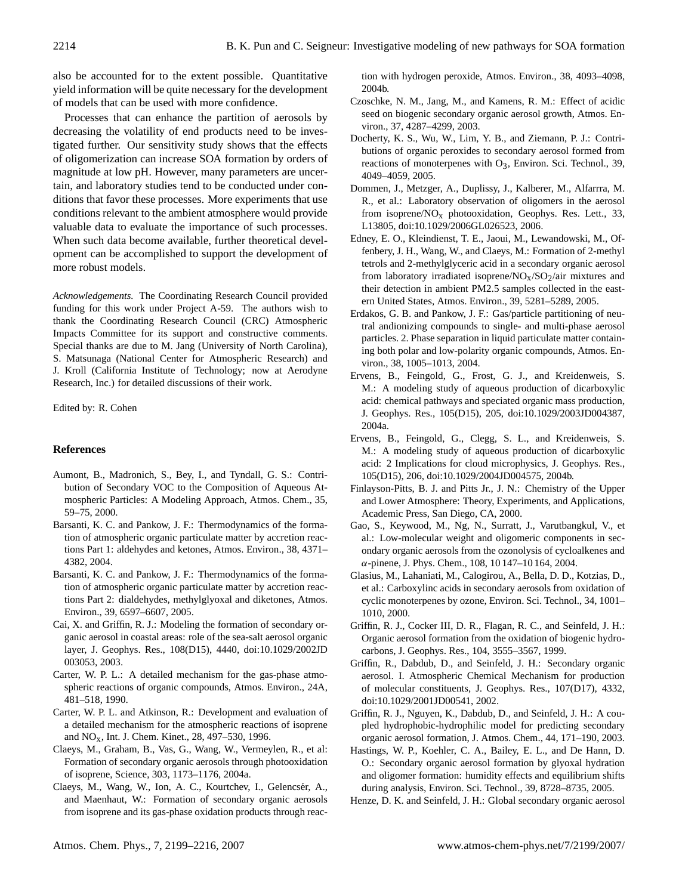also be accounted for to the extent possible. Quantitative yield information will be quite necessary for the development of models that can be used with more confidence.

Processes that can enhance the partition of aerosols by decreasing the volatility of end products need to be investigated further. Our sensitivity study shows that the effects of oligomerization can increase SOA formation by orders of magnitude at low pH. However, many parameters are uncertain, and laboratory studies tend to be conducted under conditions that favor these processes. More experiments that use conditions relevant to the ambient atmosphere would provide valuable data to evaluate the importance of such processes. When such data become available, further theoretical development can be accomplished to support the development of more robust models.

*Acknowledgements.* The Coordinating Research Council provided funding for this work under Project A-59. The authors wish to thank the Coordinating Research Council (CRC) Atmospheric Impacts Committee for its support and constructive comments. Special thanks are due to M. Jang (University of North Carolina), S. Matsunaga (National Center for Atmospheric Research) and J. Kroll (California Institute of Technology; now at Aerodyne Research, Inc.) for detailed discussions of their work.

Edited by: R. Cohen

## References

Aumont, B., Madronich, S., Bey, I., and Tyndall, G. S.: Contribution of Secondary VOC to the Composition of Aqueous Atmospheric Particles: A Modeling Approach, Atmos. Chem., 35, 59–75, 2000.

Barsanti, K. C. and Pankow, J. F.: Thermodynamics of the formation of atmospheric organic particulate matter by accretion reactions Part 1: aldehydes and ketones, Atmos. Environ., 38, 4371–4382, 2004.

Barsanti, K. C. and Pankow, J. F.: Thermodynamics of the formation of atmospheric organic particulate matter by accretion reactions Part 2: dialdehydes, methylglyoxal and diketones, Atmos. Environ., 39, 6597–6607, 2005.

Cai, X. and Griffin, R. J.: Modeling the formation of secondary organic aerosol in coastal areas: role of the sea-salt aerosol organic layer, J. Geophys. Res., 108(D15), 4440, doi:10.1029/2002JD003053, 2003.

Carter, W. P. L.: A detailed mechanism for the gas-phase atmospheric reactions of organic compounds, Atmos. Environ., 24A, 481–518, 1990.

Carter, W. P. L. and Atkinson, R.: Development and evaluation of a detailed mechanism for the atmospheric reactions of isoprene and $NO_x$, Int. J. Chem. Kinet., 28, 497–530, 1996.

Claeys, M., Graham, B., Vas, G., Wang, W., Vermeylen, R., et al: Formation of secondary organic aerosols through photooxidation of isoprene, Science, 303, 1173–1176, 2004a.

Claeys, M., Wang, W., Ion, A. C., Kourtchev, I., Gelencsér, A., and Maenhaut, W.: Formation of secondary organic aerosols from isoprene and its gas-phase oxidation products through reaction with hydrogen peroxide, Atmos. Environ., 38, 4093–4098, 2004b.

Czoschke, N. M., Jang, M., and Kamens, R. M.: Effect of acidic seed on biogenic secondary organic aerosol growth, Atmos. Environ., 37, 4287–4299, 2003.

Docherty, K. S., Wu, W., Lim, Y. B., and Ziemann, P. J.: Contributions of organic peroxides to secondary aerosol formed from reactions of monoterpenes with $O_3$, Environ. Sci. Technol., 39, 4049–4059, 2005.

Dommen, J., Metzger, A., Duplissy, J., Kalberer, M., Alfarrra, M. R., et al.: Laboratory observation of oligomers in the aerosol from isoprene/$NO_x$ photooxidation, Geophys. Res. Lett., 33, L13805, doi:10.1029/2006GL026523, 2006.

Edney, E. O., Kleindienst, T. E., Jaoui, M., Lewandowski, M., Offenbery, J. H., Wang, W., and Claeys, M.: Formation of 2-methyl tetrols and 2-methylglyceric acid in a secondary organic aerosol from laboratory irradiated isoprene/$NO_X$/$SO_2$/air mixtures and their detection in ambient PM2.5 samples collected in the eastern United States, Atmos. Environ., 39, 5281–5289, 2005.

Erdakos, G. B. and Pankow, J. F.: Gas/particle partitioning of neutral andionizing compounds to single- and multi-phase aerosol particles. 2. Phase separation in liquid particulate matter containing both polar and low-polarity organic compounds, Atmos. Environ., 38, 1005–1013, 2004.

Ervens, B., Feingold, G., Frost, G. J., and Kreidenweis, S. M.: A modeling study of aqueous production of dicarboxylic acid: chemical pathways and speciated organic mass production, J. Geophys. Res., 105(D15), 205, doi:10.1029/2003JD004387, 2004a.

Ervens, B., Feingold, G., Clegg, S. L., and Kreidenweis, S. M.: A modeling study of aqueous production of dicarboxylic acid: 2 Implications for cloud microphysics, J. Geophys. Res., 105(D15), 206, doi:10.1029/2004JD004575, 2004b.

Finlayson-Pitts, B. J. and Pitts Jr., J. N.: Chemistry of the Upper and Lower Atmosphere: Theory, Experiments, and Applications, Academic Press, San Diego, CA, 2000.

Gao, S., Keywood, M., Ng, N., Surratt, J., Varutbangkul, V., et al.: Low-molecular weight and oligomeric components in secondary organic aerosols from the ozonolysis of cycloalkenes and $\alpha$-pinene, J. Phys. Chem., 108, 10 147–10 164, 2004.

Glasius, M., Lahaniati, M., Calogirou, A., Bella, D. D., Kotzias, D., et al.: Carboxylinc acids in secondary aerosols from oxidation of cyclic monoterpenes by ozone, Environ. Sci. Technol., 34, 1001–1010, 2000.

Griffin, R. J., Cocker III, D. R., Flagan, R. C., and Seinfeld, J. H.: Organic aerosol formation from the oxidation of biogenic hydrocarbons, J. Geophys. Res., 104, 3555–3567, 1999.

Griffin, R., Dabdub, D., and Seinfeld, J. H.: Secondary organic aerosol. I. Atmospheric Chemical Mechanism for production of molecular constituents, J. Geophys. Res., 107(D17), 4332, doi:10.1029/2001JD00541, 2002.

Griffin, R. J., Nguyen, K., Dabdub, D., and Seinfeld, J. H.: A coupled hydrophobic-hydrophilic model for predicting secondary organic aerosol formation, J. Atmos. Chem., 44, 171–190, 2003.

Hastings, W. P., Koehler, C. A., Bailey, E. L., and De Hann, D. O.: Secondary organic aerosol formation by glyoxal hydration and oligomer formation: humidity effects and equilibrium shifts during analysis, Environ. Sci. Technol., 39, 8728–8735, 2005.

Henze, D. K. and Seinfeld, J. H.: Global secondary organic aerosol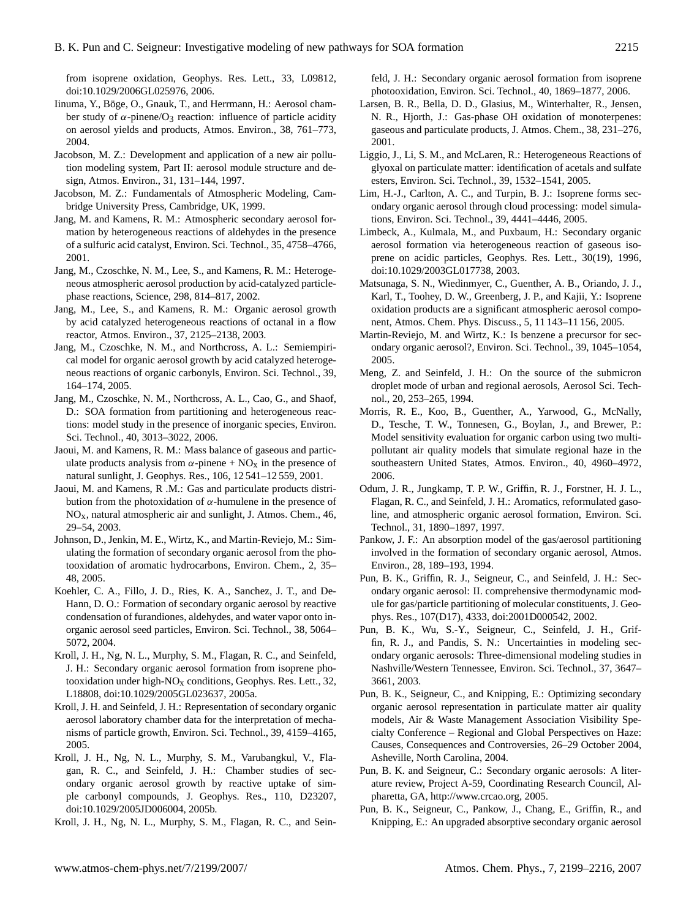from isoprene oxidation, Geophys. Res. Lett., 33, L09812, doi:10.1029/2006GL025976, 2006.

Iinuma, Y., Böge, O., Gnauk, T., and Herrmann, H.: Aerosol chamber study of $\alpha$-pinene/$O_3$ reaction: influence of particle acidity on aerosol yields and products, Atmos. Environ., 38, 761–773, 2004.

Jacobson, M. Z.: Development and application of a new air pollution modeling system, Part II: aerosol module structure and design, Atmos. Environ., 31, 131–144, 1997.

Jacobson, M. Z.: Fundamentals of Atmospheric Modeling, Cambridge University Press, Cambridge, UK, 1999.

Jang, M. and Kamens, R. M.: Atmospheric secondary aerosol formation by heterogeneous reactions of aldehydes in the presence of a sulfuric acid catalyst, Environ. Sci. Technol., 35, 4758–4766, 2001.

Jang, M., Czoschke, N. M., Lee, S., and Kamens, R. M.: Heterogeneous atmospheric aerosol production by acid-catalyzed particle-phase reactions, Science, 298, 814–817, 2002.

Jang, M., Lee, S., and Kamens, R. M.: Organic aerosol growth by acid catalyzed heterogeneous reactions of octanal in a flow reactor, Atmos. Environ., 37, 2125–2138, 2003.

Jang, M., Czoschke, N. M., and Northcross, A. L.: Semiempirical model for organic aerosol growth by acid catalyzed heterogeneous reactions of organic carbonyls, Environ. Sci. Technol., 39, 164–174, 2005.

Jang, M., Czoschke, N. M., Northcross, A. L., Cao, G., and Shaof, D.: SOA formation from partitioning and heterogeneous reactions: model study in the presence of inorganic species, Environ. Sci. Technol., 40, 3013–3022, 2006.

Jaoui, M. and Kamens, R. M.: Mass balance of gaseous and particulate products analysis from $\alpha$-pinene + $NO_X$ in the presence of natural sunlight, J. Geophys. Res., 106, 12 541–12 559, 2001.

Jaoui, M. and Kamens, R .M.: Gas and particulate products distribution from the photoxidation of $\alpha$-humulene in the presence of $NO_X$, natural atmospheric air and sunlight, J. Atmos. Chem., 46, 29–54, 2003.

Johnson, D., Jenkin, M. E., Wirtz, K., and Martin-Reviejo, M.: Simulating the formation of secondary organic aerosol from the photooxidation of aromatic hydrocarbons, Environ. Chem., 2, 35–48, 2005.

Koehler, C. A., Fillo, J. D., Ries, K. A., Sanchez, J. T., and DeHann, D. O.: Formation of secondary organic aerosol by reactive condensation of furandiones, aldehydes, and water vapor onto inorganic aerosol seed particles, Environ. Sci. Technol., 38, 5064–5072, 2004.

Kroll, J. H., Ng, N. L., Murphy, S. M., Flagan, R. C., and Seinfeld, J. H.: Secondary organic aerosol formation from isoprene photooxidation under high-$NO_X$ conditions, Geophys. Res. Lett., 32, L18808, doi:10.1029/2005GL023637, 2005a.

Kroll, J. H. and Seinfeld, J. H.: Representation of secondary organic aerosol laboratory chamber data for the interpretation of mechanisms of particle growth, Environ. Sci. Technol., 39, 4159–4165, 2005.

Kroll, J. H., Ng, N. L., Murphy, S. M., Varubangkul, V., Flagan, R. C., and Seinfeld, J. H.: Chamber studies of secondary organic aerosol growth by reactive uptake of simple carbonyl compounds, J. Geophys. Res., 110, D23207, doi:10.1029/2005JD006004, 2005b.

Kroll, J. H., Ng, N. L., Murphy, S. M., Flagan, R. C., and Seinfeld, J. H.: Secondary organic aerosol formation from isoprene photooxidation, Environ. Sci. Technol., 40, 1869–1877, 2006.

Larsen, B. R., Bella, D. D., Glasius, M., Winterhalter, R., Jensen, N. R., Hjorth, J.: Gas-phase OH oxidation of monoterpenes: gaseous and particulate products, J. Atmos. Chem., 38, 231–276, 2001.

Liggio, J., Li, S. M., and McLaren, R.: Heterogeneous Reactions of glyoxal on particulate matter: identification of acetals and sulfate esters, Environ. Sci. Technol., 39, 1532–1541, 2005.

Lim, H.-J., Carlton, A. C., and Turpin, B. J.: Isoprene forms secondary organic aerosol through cloud processing: model simulations, Environ. Sci. Technol., 39, 4441–4446, 2005.

Limbeck, A., Kulmala, M., and Puxbaum, H.: Secondary organic aerosol formation via heterogeneous reaction of gaseous isoprene on acidic particles, Geophys. Res. Lett., 30(19), 1996, doi:10.1029/2003GL017738, 2003.

Matsunaga, S. N., Wiedinmyer, C., Guenther, A. B., Oriando, J. J., Karl, T., Toohey, D. W., Greenberg, J. P., and Kajii, Y.: Isoprene oxidation products are a significant atmospheric aerosol component, Atmos. Chem. Phys. Discuss., 5, 11 143–11 156, 2005.

Martin-Reviejo, M. and Wirtz, K.: Is benzene a precursor for secondary organic aerosol?, Environ. Sci. Technol., 39, 1045–1054, 2005.

Meng, Z. and Seinfeld, J. H.: On the source of the submicron droplet mode of urban and regional aerosols, Aerosol Sci. Technol., 20, 253–265, 1994.

Morris, R. E., Koo, B., Guenther, A., Yarwood, G., McNally, D., Tesche, T. W., Tonnesen, G., Boylan, J., and Brewer, P.: Model sensitivity evaluation for organic carbon using two multipollutant air quality models that simulate regional haze in the southeastern United States, Atmos. Environ., 40, 4960–4972, 2006.

Odum, J. R., Jungkamp, T. P. W., Griffin, R. J., Forstner, H. J. L., Flagan, R. C., and Seinfeld, J. H.: Aromatics, reformulated gasoline, and atmospheric organic aerosol formation, Environ. Sci. Technol., 31, 1890–1897, 1997.

Pankow, J. F.: An absorption model of the gas/aerosol partitioning involved in the formation of secondary organic aerosol, Atmos. Environ., 28, 189–193, 1994.

Pun, B. K., Griffin, R. J., Seigneur, C., and Seinfeld, J. H.: Secondary organic aerosol: II. comprehensive thermodynamic module for gas/particle partitioning of molecular constituents, J. Geophys. Res., 107(D17), 4333, doi:2001D000542, 2002.

Pun, B. K., Wu, S.-Y., Seigneur, C., Seinfeld, J. H., Griffin, R. J., and Pandis, S. N.: Uncertainties in modeling secondary organic aerosols: Three-dimensional modeling studies in Nashville/Western Tennessee, Environ. Sci. Technol., 37, 3647–3661, 2003.

Pun, B. K., Seigneur, C., and Knipping, E.: Optimizing secondary organic aerosol representation in particulate matter air quality models, Air & Waste Management Association Visibility Specialty Conference – Regional and Global Perspectives on Haze: Causes, Consequences and Controversies, 26–29 October 2004, Asheville, North Carolina, 2004.

Pun, B. K. and Seigneur, C.: Secondary organic aerosols: A literature review, Project A-59, Coordinating Research Council, Alpharetta, GA, http://www.crcao.org, 2005.

Pun, B. K., Seigneur, C., Pankow, J., Chang, E., Griffin, R., and Knipping, E.: An upgraded absorptive secondary organic aerosol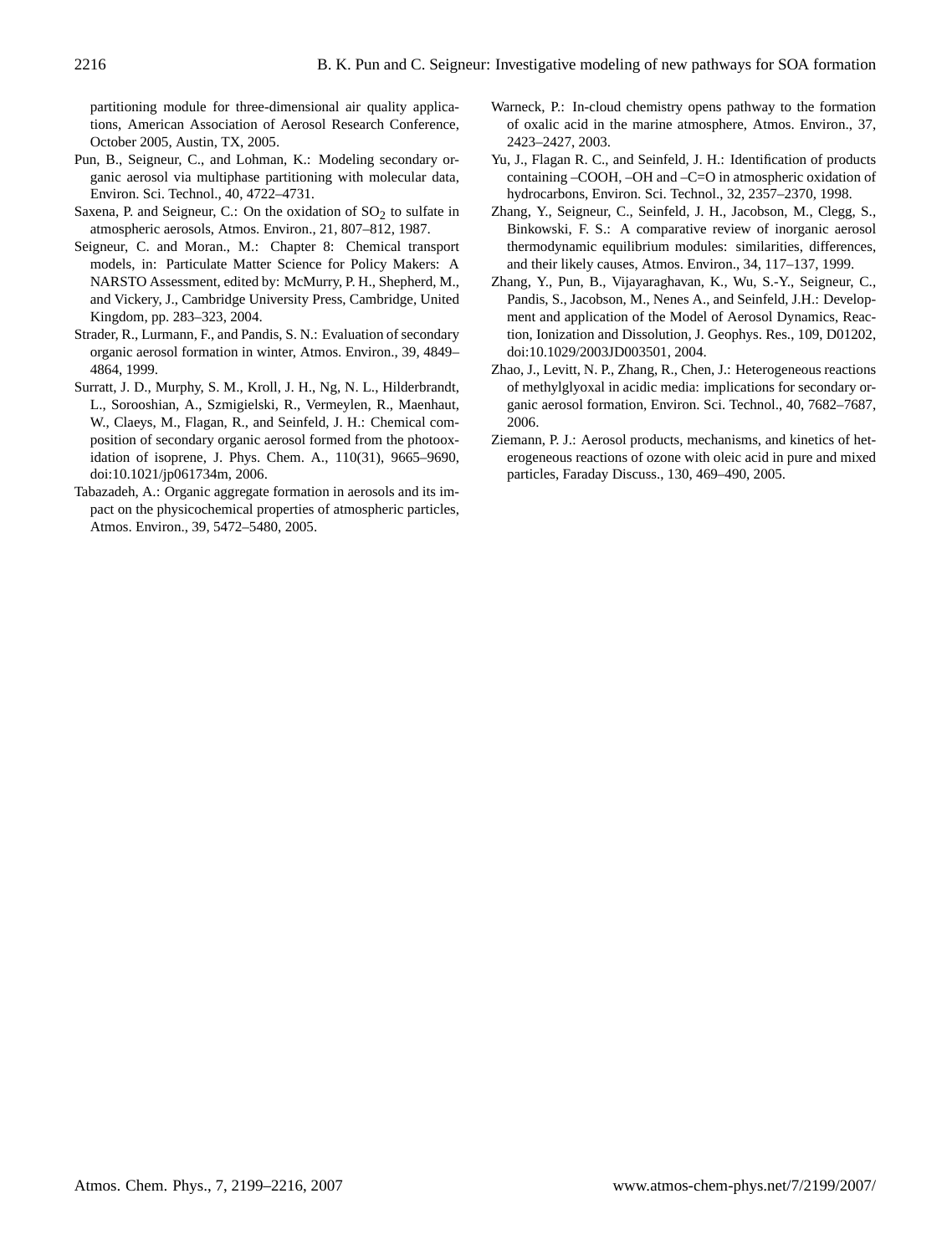partitioning module for three-dimensional air quality applications, American Association of Aerosol Research Conference, October 2005, Austin, TX, 2005.

Pun, B., Seigneur, C., and Lohman, K.: Modeling secondary organic aerosol via multiphase partitioning with molecular data, Environ. Sci. Technol., 40, 4722–4731.

Saxena, P. and Seigneur, C.: On the oxidation of $SO_2$ to sulfate in atmospheric aerosols, Atmos. Environ., 21, 807–812, 1987.

Seigneur, C. and Moran., M.: Chapter 8: Chemical transport models, in: Particulate Matter Science for Policy Makers: A NARSTO Assessment, edited by: McMurry, P. H., Shepherd, M., and Vickery, J., Cambridge University Press, Cambridge, United Kingdom, pp. 283–323, 2004.

Strader, R., Lurmann, F., and Pandis, S. N.: Evaluation of secondary organic aerosol formation in winter, Atmos. Environ., 39, 4849–4864, 1999.

Surratt, J. D., Murphy, S. M., Kroll, J. H., Ng, N. L., Hilderbrandt, L., Sorooshian, A., Szmigielski, R., Vermeylen, R., Maenhaut, W., Claeys, M., Flagan, R., and Seinfeld, J. H.: Chemical composition of secondary organic aerosol formed from the photooxidation of isoprene, J. Phys. Chem. A., 110(31), 9665–9690, doi:10.1021/jp061734m, 2006.

Tabazadeh, A.: Organic aggregate formation in aerosols and its impact on the physicochemical properties of atmospheric particles, Atmos. Environ., 39, 5472–5480, 2005.

Warneck, P.: In-cloud chemistry opens pathway to the formation of oxalic acid in the marine atmosphere, Atmos. Environ., 37, 2423–2427, 2003.

Yu, J., Flagan R. C., and Seinfeld, J. H.: Identification of products containing –COOH, –OH and –C=O in atmospheric oxidation of hydrocarbons, Environ. Sci. Technol., 32, 2357–2370, 1998.

Zhang, Y., Seigneur, C., Seinfeld, J. H., Jacobson, M., Clegg, S., Binkowski, F. S.: A comparative review of inorganic aerosol thermodynamic equilibrium modules: similarities, differences, and their likely causes, Atmos. Environ., 34, 117–137, 1999.

Zhang, Y., Pun, B., Vijayaraghavan, K., Wu, S.-Y., Seigneur, C., Pandis, S., Jacobson, M., Nenes A., and Seinfeld, J.H.: Development and application of the Model of Aerosol Dynamics, Reaction, Ionization and Dissolution, J. Geophys. Res., 109, D01202, doi:10.1029/2003JD003501, 2004.

Zhao, J., Levitt, N. P., Zhang, R., Chen, J.: Heterogeneous reactions of methylglyoxal in acidic media: implications for secondary organic aerosol formation, Environ. Sci. Technol., 40, 7682–7687, 2006.

Ziemann, P. J.: Aerosol products, mechanisms, and kinetics of heterogeneous reactions of ozone with oleic acid in pure and mixed particles, Faraday Discuss., 130, 469–490, 2005.